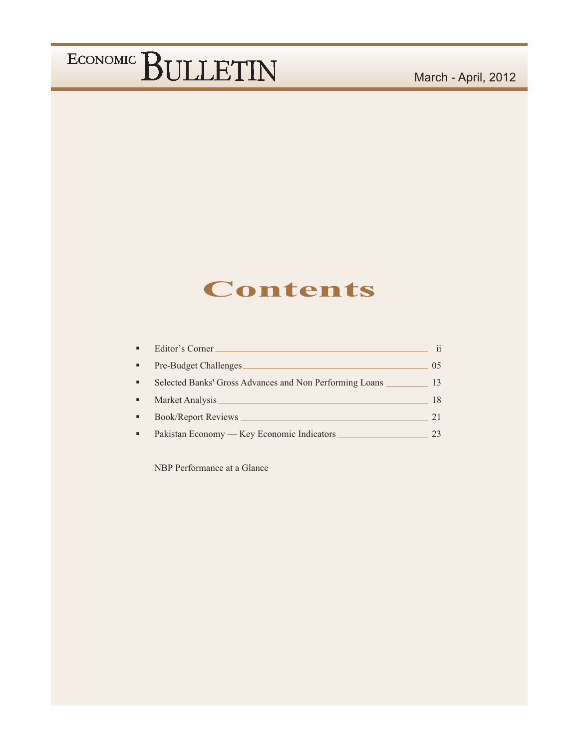# ECONOMIC BULLETIN

March - April, 2012

## Contents

- Editor's Corner ii
- Pre-Budget Challenges 05
- Selected Banks' Gross Advances and Non Performing Loans 13
- Market Analysis 18
- Book/Report Reviews 21
- Pakistan Economy — Key Economic Indicators 23

NBP Performance at a Glance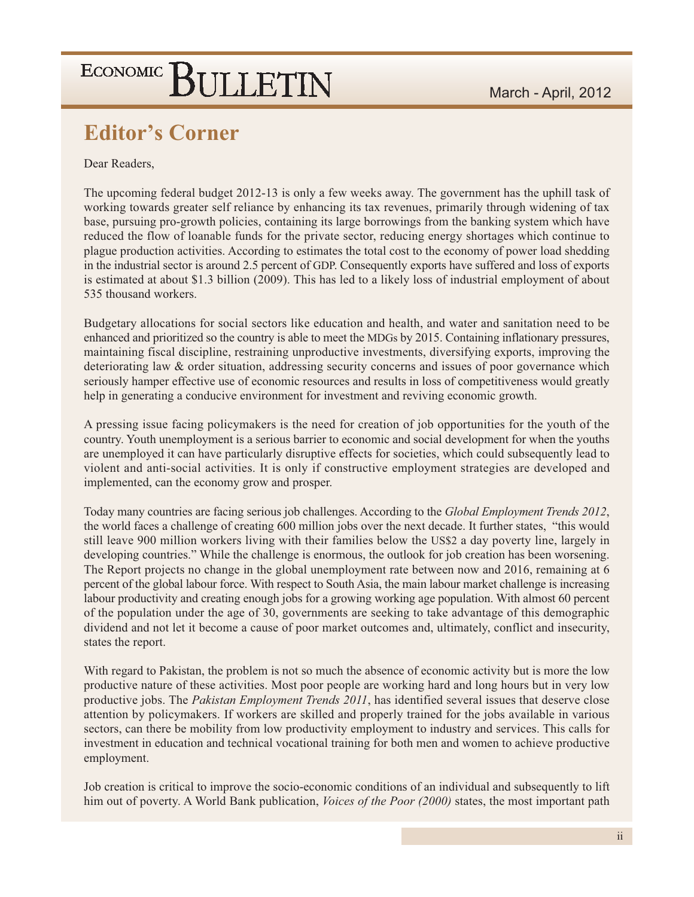## Editor's Corner

Dear Readers,

The upcoming federal budget 2012-13 is only a few weeks away. The government has the uphill task of working towards greater self reliance by enhancing its tax revenues, primarily through widening of tax base, pursuing pro-growth policies, containing its large borrowings from the banking system which have reduced the flow of loanable funds for the private sector, reducing energy shortages which continue to plague production activities. According to estimates the total cost to the economy of power load shedding in the industrial sector is around 2.5 percent of GDP. Consequently exports have suffered and loss of exports is estimated at about $1.3 billion (2009). This has led to a likely loss of industrial employment of about 535 thousand workers.

Budgetary allocations for social sectors like education and health, and water and sanitation need to be enhanced and prioritized so the country is able to meet the MDGs by 2015. Containing inflationary pressures, maintaining fiscal discipline, restraining unproductive investments, diversifying exports, improving the deteriorating law & order situation, addressing security concerns and issues of poor governance which seriously hamper effective use of economic resources and results in loss of competitiveness would greatly help in generating a conducive environment for investment and reviving economic growth.

A pressing issue facing policymakers is the need for creation of job opportunities for the youth of the country. Youth unemployment is a serious barrier to economic and social development for when the youths are unemployed it can have particularly disruptive effects for societies, which could subsequently lead to violent and anti-social activities. It is only if constructive employment strategies are developed and implemented, can the economy grow and prosper.

Today many countries are facing serious job challenges. According to the *Global Employment Trends 2012*, the world faces a challenge of creating 600 million jobs over the next decade. It further states, "this would still leave 900 million workers living with their families below the US$2 a day poverty line, largely in developing countries." While the challenge is enormous, the outlook for job creation has been worsening. The Report projects no change in the global unemployment rate between now and 2016, remaining at 6 percent of the global labour force. With respect to South Asia, the main labour market challenge is increasing labour productivity and creating enough jobs for a growing working age population. With almost 60 percent of the population under the age of 30, governments are seeking to take advantage of this demographic dividend and not let it become a cause of poor market outcomes and, ultimately, conflict and insecurity, states the report.

With regard to Pakistan, the problem is not so much the absence of economic activity but is more the low productive nature of these activities. Most poor people are working hard and long hours but in very low productive jobs. The *Pakistan Employment Trends 2011*, has identified several issues that deserve close attention by policymakers. If workers are skilled and properly trained for the jobs available in various sectors, can there be mobility from low productivity employment to industry and services. This calls for investment in education and technical vocational training for both men and women to achieve productive employment.

Job creation is critical to improve the socio-economic conditions of an individual and subsequently to lift him out of poverty. A World Bank publication, *Voices of the Poor (2000)* states, the most important path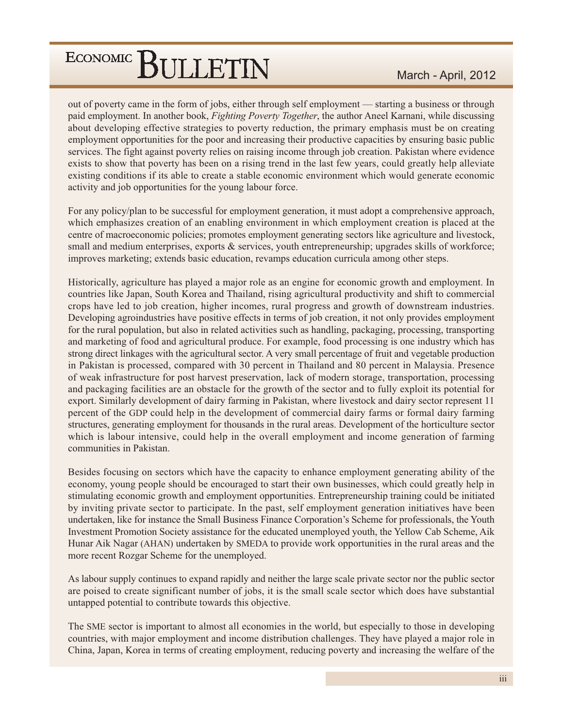out of poverty came in the form of jobs, either through self employment — starting a business or through paid employment. In another book, *Fighting Poverty Together*, the author Aneel Karnani, while discussing about developing effective strategies to poverty reduction, the primary emphasis must be on creating employment opportunities for the poor and increasing their productive capacities by ensuring basic public services. The fight against poverty relies on raising income through job creation. Pakistan where evidence exists to show that poverty has been on a rising trend in the last few years, could greatly help alleviate existing conditions if its able to create a stable economic environment which would generate economic activity and job opportunities for the young labour force.

For any policy/plan to be successful for employment generation, it must adopt a comprehensive approach, which emphasizes creation of an enabling environment in which employment creation is placed at the centre of macroeconomic policies; promotes employment generating sectors like agriculture and livestock, small and medium enterprises, exports & services, youth entrepreneurship; upgrades skills of workforce; improves marketing; extends basic education, revamps education curricula among other steps.

Historically, agriculture has played a major role as an engine for economic growth and employment. In countries like Japan, South Korea and Thailand, rising agricultural productivity and shift to commercial crops have led to job creation, higher incomes, rural progress and growth of downstream industries. Developing agroindustries have positive effects in terms of job creation, it not only provides employment for the rural population, but also in related activities such as handling, packaging, processing, transporting and marketing of food and agricultural produce. For example, food processing is one industry which has strong direct linkages with the agricultural sector. A very small percentage of fruit and vegetable production in Pakistan is processed, compared with 30 percent in Thailand and 80 percent in Malaysia. Presence of weak infrastructure for post harvest preservation, lack of modern storage, transportation, processing and packaging facilities are an obstacle for the growth of the sector and to fully exploit its potential for export. Similarly development of dairy farming in Pakistan, where livestock and dairy sector represent 11 percent of the GDP could help in the development of commercial dairy farms or formal dairy farming structures, generating employment for thousands in the rural areas. Development of the horticulture sector which is labour intensive, could help in the overall employment and income generation of farming communities in Pakistan.

Besides focusing on sectors which have the capacity to enhance employment generating ability of the economy, young people should be encouraged to start their own businesses, which could greatly help in stimulating economic growth and employment opportunities. Entrepreneurship training could be initiated by inviting private sector to participate. In the past, self employment generation initiatives have been undertaken, like for instance the Small Business Finance Corporation's Scheme for professionals, the Youth Investment Promotion Society assistance for the educated unemployed youth, the Yellow Cab Scheme, Aik Hunar Aik Nagar (AHAN) undertaken by SMEDA to provide work opportunities in the rural areas and the more recent Rozgar Scheme for the unemployed.

As labour supply continues to expand rapidly and neither the large scale private sector nor the public sector are poised to create significant number of jobs, it is the small scale sector which does have substantial untapped potential to contribute towards this objective.

The SME sector is important to almost all economies in the world, but especially to those in developing countries, with major employment and income distribution challenges. They have played a major role in China, Japan, Korea in terms of creating employment, reducing poverty and increasing the welfare of the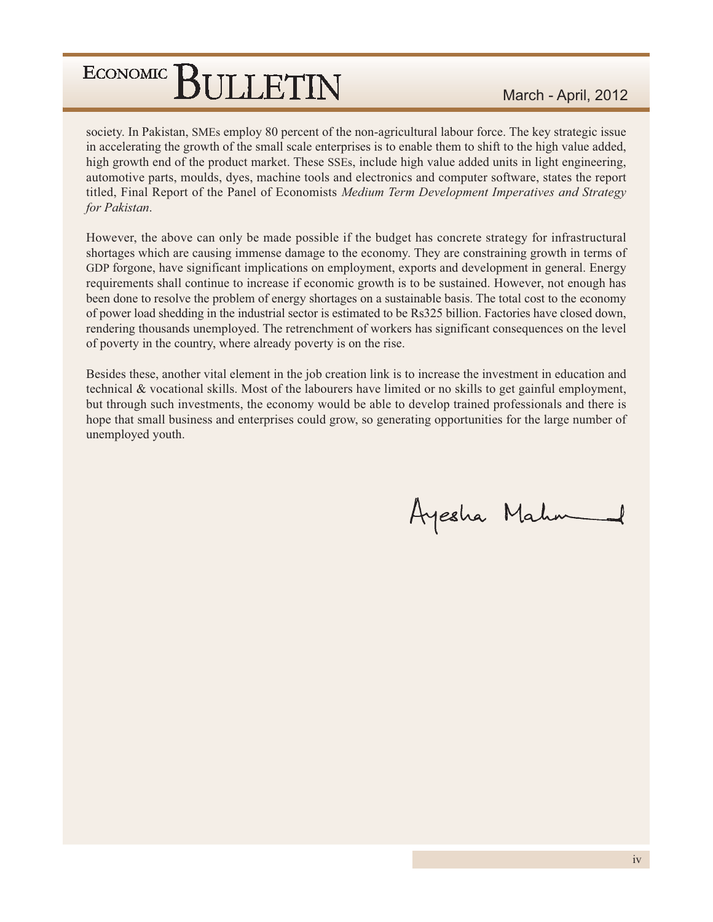society. In Pakistan, SMEs employ 80 percent of the non-agricultural labour force. The key strategic issue in accelerating the growth of the small scale enterprises is to enable them to shift to the high value added, high growth end of the product market. These SSEs, include high value added units in light engineering, automotive parts, moulds, dyes, machine tools and electronics and computer software, states the report titled, Final Report of the Panel of Economists *Medium Term Development Imperatives and Strategy for Pakistan*.

However, the above can only be made possible if the budget has concrete strategy for infrastructural shortages which are causing immense damage to the economy. They are constraining growth in terms of GDP forgone, have significant implications on employment, exports and development in general. Energy requirements shall continue to increase if economic growth is to be sustained. However, not enough has been done to resolve the problem of energy shortages on a sustainable basis. The total cost to the economy of power load shedding in the industrial sector is estimated to be Rs325 billion. Factories have closed down, rendering thousands unemployed. The retrenchment of workers has significant consequences on the level of poverty in the country, where already poverty is on the rise.

Besides these, another vital element in the job creation link is to increase the investment in education and technical & vocational skills. Most of the labourers have limited or no skills to get gainful employment, but through such investments, the economy would be able to develop trained professionals and there is hope that small business and enterprises could grow, so generating opportunities for the large number of unemployed youth.

Ayesha Mahmud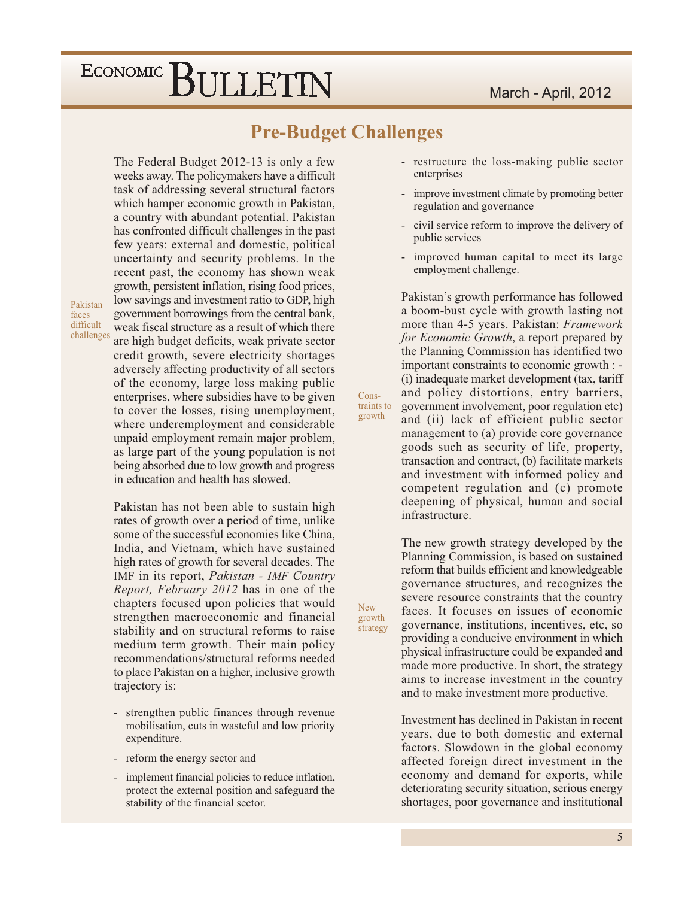## Pre-Budget Challenges

The Federal Budget 2012-13 is only a few weeks away. The policymakers have a difficult task of addressing several structural factors which hamper economic growth in Pakistan, a country with abundant potential. Pakistan has confronted difficult challenges in the past few years: external and domestic, political uncertainty and security problems. In the recent past, the economy has shown weak growth, persistent inflation, rising food prices, low savings and investment ratio to GDP, high government borrowings from the central bank, weak fiscal structure as a result of which there are high budget deficits, weak private sector credit growth, severe electricity shortages adversely affecting productivity of all sectors of the economy, large loss making public enterprises, where subsidies have to be given to cover the losses, rising unemployment, where underemployment and considerable unpaid employment remain major problem, as large part of the young population is not being absorbed due to low growth and progress in education and health has slowed.

Pakistan has not been able to sustain high rates of growth over a period of time, unlike some of the successful economies like China, India, and Vietnam, which have sustained high rates of growth for several decades. The IMF in its report, *Pakistan - IMF Country Report, February 2012* has in one of the chapters focused upon policies that would strengthen macroeconomic and financial stability and on structural reforms to raise medium term growth. Their main policy recommendations/structural reforms needed to place Pakistan on a higher, inclusive growth trajectory is:

- strengthen public finances through revenue mobilisation, cuts in wasteful and low priority expenditure.
- reform the energy sector and
- implement financial policies to reduce inflation, protect the external position and safeguard the stability of the financial sector.
- restructure the loss-making public sector enterprises
- improve investment climate by promoting better regulation and governance
- civil service reform to improve the delivery of public services
- improved human capital to meet its large employment challenge.

Pakistan's growth performance has followed a boom-bust cycle with growth lasting not more than 4-5 years. Pakistan: *Framework for Economic Growth*, a report prepared by the Planning Commission has identified two important constraints to economic growth : - (i) inadequate market development (tax, tariff and policy distortions, entry barriers, government involvement, poor regulation etc) and (ii) lack of efficient public sector management to (a) provide core governance goods such as security of life, property, transaction and contract, (b) facilitate markets and investment with informed policy and competent regulation and (c) promote deepening of physical, human and social infrastructure.

The new growth strategy developed by the Planning Commission, is based on sustained reform that builds efficient and knowledgeable governance structures, and recognizes the severe resource constraints that the country faces. It focuses on issues of economic governance, institutions, incentives, etc, so providing a conducive environment in which physical infrastructure could be expanded and made more productive. In short, the strategy aims to increase investment in the country and to make investment more productive.

Investment has declined in Pakistan in recent years, due to both domestic and external factors. Slowdown in the global economy affected foreign direct investment in the economy and demand for exports, while deteriorating security situation, serious energy shortages, poor governance and institutional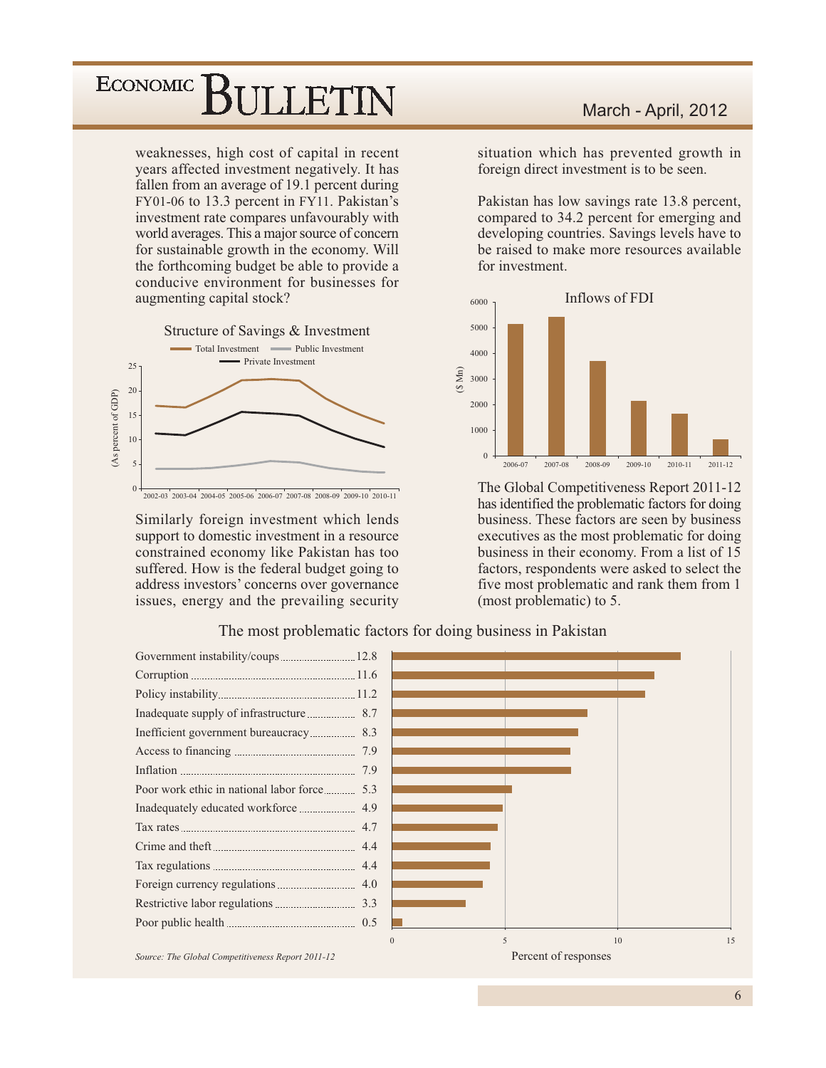weaknesses, high cost of capital in recent years affected investment negatively. It has fallen from an average of 19.1 percent during FY01-06 to 13.3 percent in FY11. Pakistan's investment rate compares unfavourably with world averages. This a major source of concern for sustainable growth in the economy. Will the forthcoming budget be able to provide a conducive environment for businesses for augmenting capital stock?

**Structure of Savings & Investment**

Similarly foreign investment which lends support to domestic investment in a resource constrained economy like Pakistan has too suffered. How is the federal budget going to address investors' concerns over governance issues, energy and the prevailing security situation which has prevented growth in foreign direct investment is to be seen.

Pakistan has low savings rate 13.8 percent, compared to 34.2 percent for emerging and developing countries. Savings levels have to be raised to make more resources available for investment.

**Inflows of FDI**

The Global Competitiveness Report 2011-12 has identified the problematic factors for doing business. These factors are seen by business executives as the most problematic for doing business in their economy. From a list of 15 factors, respondents were asked to select the five most problematic and rank them from 1 (most problematic) to 5.

**The most problematic factors for doing business in Pakistan**

| Factor | Percent of responses |
|---|---|
| Government instability/coups | 12.8 |
| Corruption | 11.6 |
| Policy instability | 11.2 |
| Inadequate supply of infrastructure | 8.7 |
| Inefficient government bureaucracy | 8.3 |
| Access to financing | 7.9 |
| Inflation | 7.9 |
| Poor work ethic in national labor force | 5.3 |
| Inadequately educated workforce | 4.9 |
| Tax rates | 4.7 |
| Crime and theft | 4.4 |
| Tax regulations | 4.4 |
| Foreign currency regulations | 4.0 |
| Restrictive labor regulations | 3.3 |
| Poor public health | 0.5 |

*Source: The Global Competitiveness Report 2011-12*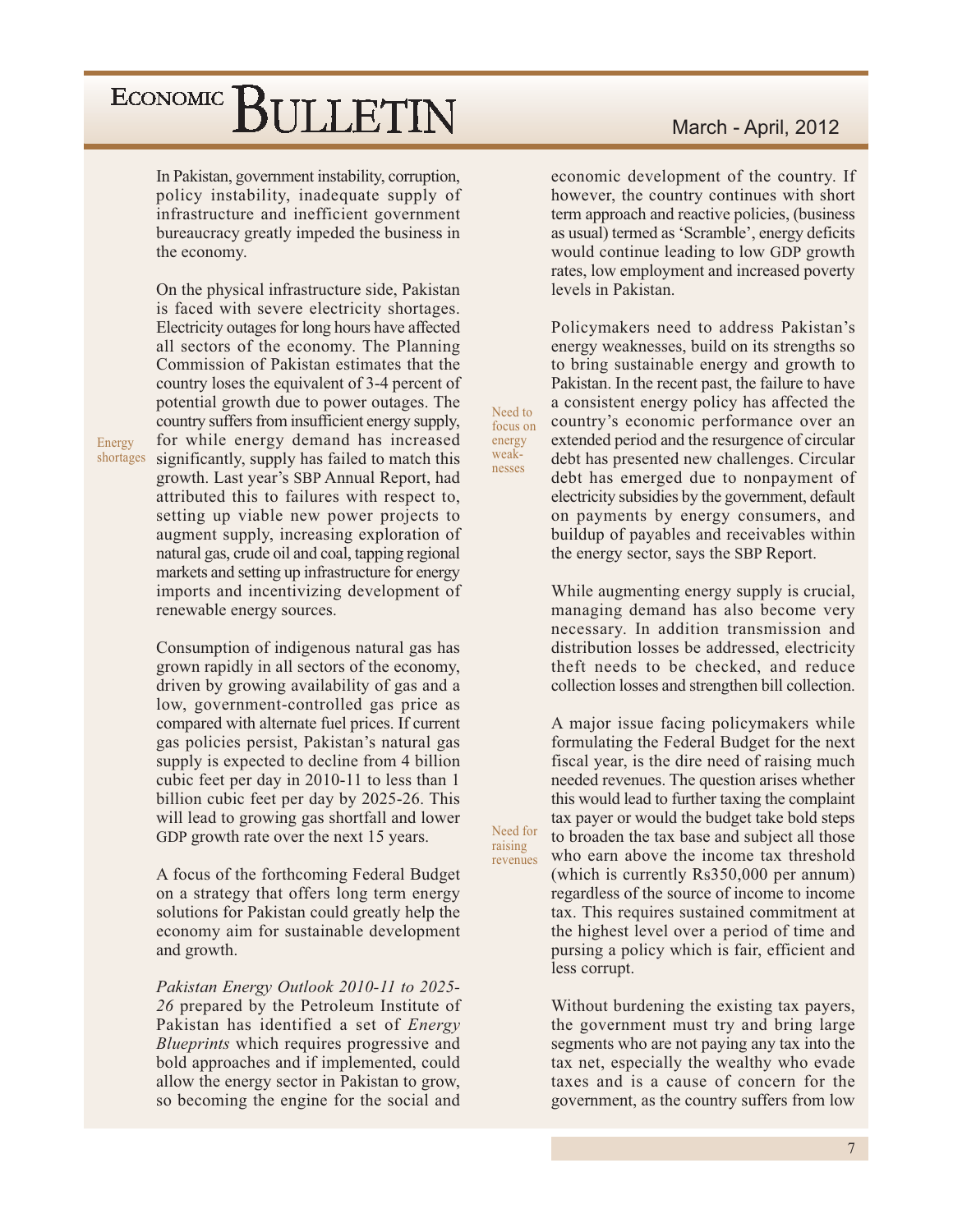In Pakistan, government instability, corruption, policy instability, inadequate supply of infrastructure and inefficient government bureaucracy greatly impeded the business in the economy.

On the physical infrastructure side, Pakistan is faced with severe electricity shortages. Electricity outages for long hours have affected all sectors of the economy. The Planning Commission of Pakistan estimates that the country loses the equivalent of 3-4 percent of potential growth due to power outages. The country suffers from insufficient energy supply, for while energy demand has increased significantly, supply has failed to match this growth. Last year's SBP Annual Report, had attributed this to failures with respect to, setting up viable new power projects to augment supply, increasing exploration of natural gas, crude oil and coal, tapping regional markets and setting up infrastructure for energy imports and incentivizing development of renewable energy sources.

*Energy shortages*

Consumption of indigenous natural gas has grown rapidly in all sectors of the economy, driven by growing availability of gas and a low, government-controlled gas price as compared with alternate fuel prices. If current gas policies persist, Pakistan's natural gas supply is expected to decline from 4 billion cubic feet per day in 2010-11 to less than 1 billion cubic feet per day by 2025-26. This will lead to growing gas shortfall and lower GDP growth rate over the next 15 years.

A focus of the forthcoming Federal Budget on a strategy that offers long term energy solutions for Pakistan could greatly help the economy aim for sustainable development and growth.

*Pakistan Energy Outlook 2010-11 to 2025-26* prepared by the Petroleum Institute of Pakistan has identified a set of *Energy Blueprints* which requires progressive and bold approaches and if implemented, could allow the energy sector in Pakistan to grow, so becoming the engine for the social and economic development of the country. If however, the country continues with short term approach and reactive policies, (business as usual) termed as 'Scramble', energy deficits would continue leading to low GDP growth rates, low employment and increased poverty levels in Pakistan.

*Need to focus on energy weaknesses*

Policymakers need to address Pakistan's energy weaknesses, build on its strengths so to bring sustainable energy and growth to Pakistan. In the recent past, the failure to have a consistent energy policy has affected the country's economic performance over an extended period and the resurgence of circular debt has presented new challenges. Circular debt has emerged due to nonpayment of electricity subsidies by the government, default on payments by energy consumers, and buildup of payables and receivables within the energy sector, says the SBP Report.

While augmenting energy supply is crucial, managing demand has also become very necessary. In addition transmission and distribution losses be addressed, electricity theft needs to be checked, and reduce collection losses and strengthen bill collection.

*Need for raising revenues*

A major issue facing policymakers while formulating the Federal Budget for the next fiscal year, is the dire need of raising much needed revenues. The question arises whether this would lead to further taxing the complaint tax payer or would the budget take bold steps to broaden the tax base and subject all those who earn above the income tax threshold (which is currently Rs350,000 per annum) regardless of the source of income to income tax. This requires sustained commitment at the highest level over a period of time and pursing a policy which is fair, efficient and less corrupt.

Without burdening the existing tax payers, the government must try and bring large segments who are not paying any tax into the tax net, especially the wealthy who evade taxes and is a cause of concern for the government, as the country suffers from low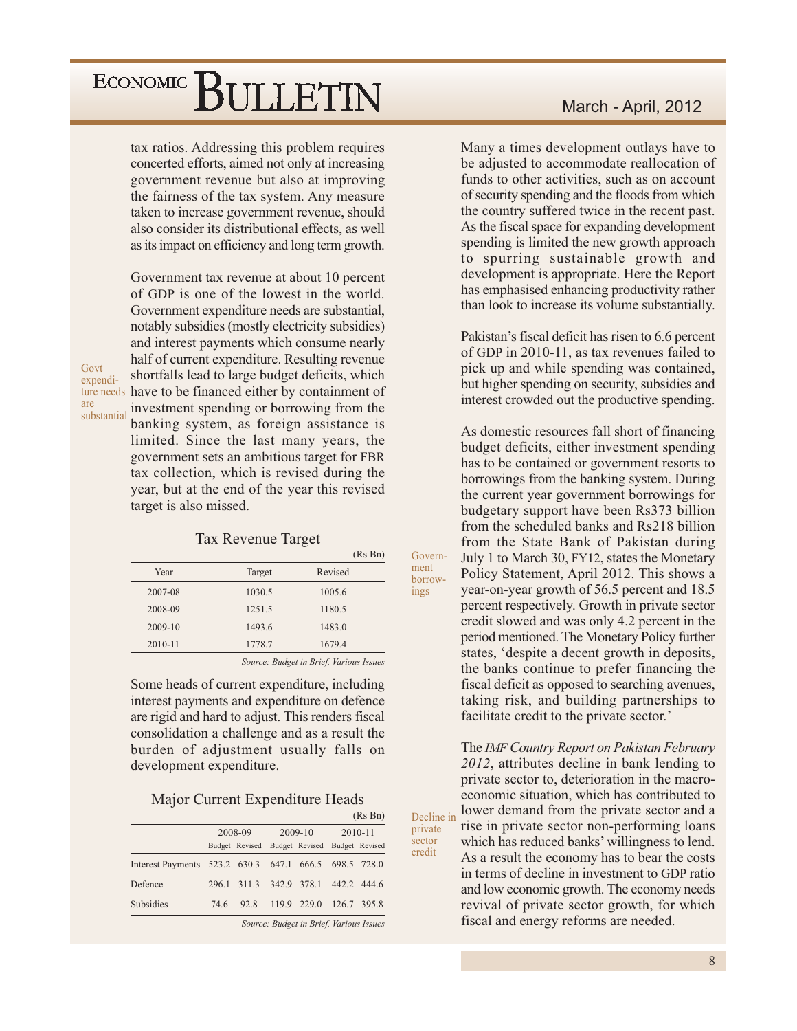tax ratios. Addressing this problem requires concerted efforts, aimed not only at increasing government revenue but also at improving the fairness of the tax system. Any measure taken to increase government revenue, should also consider its distributional effects, as well as its impact on efficiency and long term growth.

Govt expenditure needs are substantial

Government tax revenue at about 10 percent of GDP is one of the lowest in the world. Government expenditure needs are substantial, notably subsidies (mostly electricity subsidies) and interest payments which consume nearly half of current expenditure. Resulting revenue shortfalls lead to large budget deficits, which have to be financed either by containment of investment spending or borrowing from the banking system, as foreign assistance is limited. Since the last many years, the government sets an ambitious target for FBR tax collection, which is revised during the year, but at the end of the year this revised target is also missed.

### Tax Revenue Target

(Rs Bn)

| Year | Target | Revised |
|---|---|---|
| 2007-08 | 1030.5 | 1005.6 |
| 2008-09 | 1251.5 | 1180.5 |
| 2009-10 | 1493.6 | 1483.0 |
| 2010-11 | 1778.7 | 1679.4 |

*Source: Budget in Brief, Various Issues*

Some heads of current expenditure, including interest payments and expenditure on defence are rigid and hard to adjust. This renders fiscal consolidation a challenge and as a result the burden of adjustment usually falls on development expenditure.

### Major Current Expenditure Heads

(Rs Bn)

| | 2008-09 | | 2009-10 | | 2010-11 | |
|---|---|---|---|---|---|---|
| | Budget | Revised | Budget | Revised | Budget | Revised |
| Interest Payments | 523.2 | 630.3 | 647.1 | 666.5 | 698.5 | 728.0 |
| Defence | 296.1 | 311.3 | 342.9 | 378.1 | 442.2 | 444.6 |
| Subsidies | 74.6 | 92.8 | 119.9 | 229.0 | 126.7 | 395.8 |

*Source: Budget in Brief, Various Issues*

Many a times development outlays have to be adjusted to accommodate reallocation of funds to other activities, such as on account of security spending and the floods from which the country suffered twice in the recent past. As the fiscal space for expanding development spending is limited the new growth approach to spurring sustainable growth and development is appropriate. Here the Report has emphasised enhancing productivity rather than look to increase its volume substantially.

Pakistan's fiscal deficit has risen to 6.6 percent of GDP in 2010-11, as tax revenues failed to pick up and while spending was contained, but higher spending on security, subsidies and interest crowded out the productive spending.

Government borrowings

As domestic resources fall short of financing budget deficits, either investment spending has to be contained or government resorts to borrowings from the banking system. During the current year government borrowings for budgetary support have been Rs373 billion from the scheduled banks and Rs218 billion from the State Bank of Pakistan during July 1 to March 30, FY12, states the Monetary Policy Statement, April 2012. This shows a year-on-year growth of 56.5 percent and 18.5 percent respectively. Growth in private sector credit slowed and was only 4.2 percent in the period mentioned. The Monetary Policy further states, 'despite a decent growth in deposits, the banks continue to prefer financing the fiscal deficit as opposed to searching avenues, taking risk, and building partnerships to facilitate credit to the private sector.'

Decline in private sector credit

The *IMF Country Report on Pakistan February 2012*, attributes decline in bank lending to private sector to, deterioration in the macro-economic situation, which has contributed to lower demand from the private sector and a rise in private sector non-performing loans which has reduced banks' willingness to lend. As a result the economy has to bear the costs in terms of decline in investment to GDP ratio and low economic growth. The economy needs revival of private sector growth, for which fiscal and energy reforms are needed.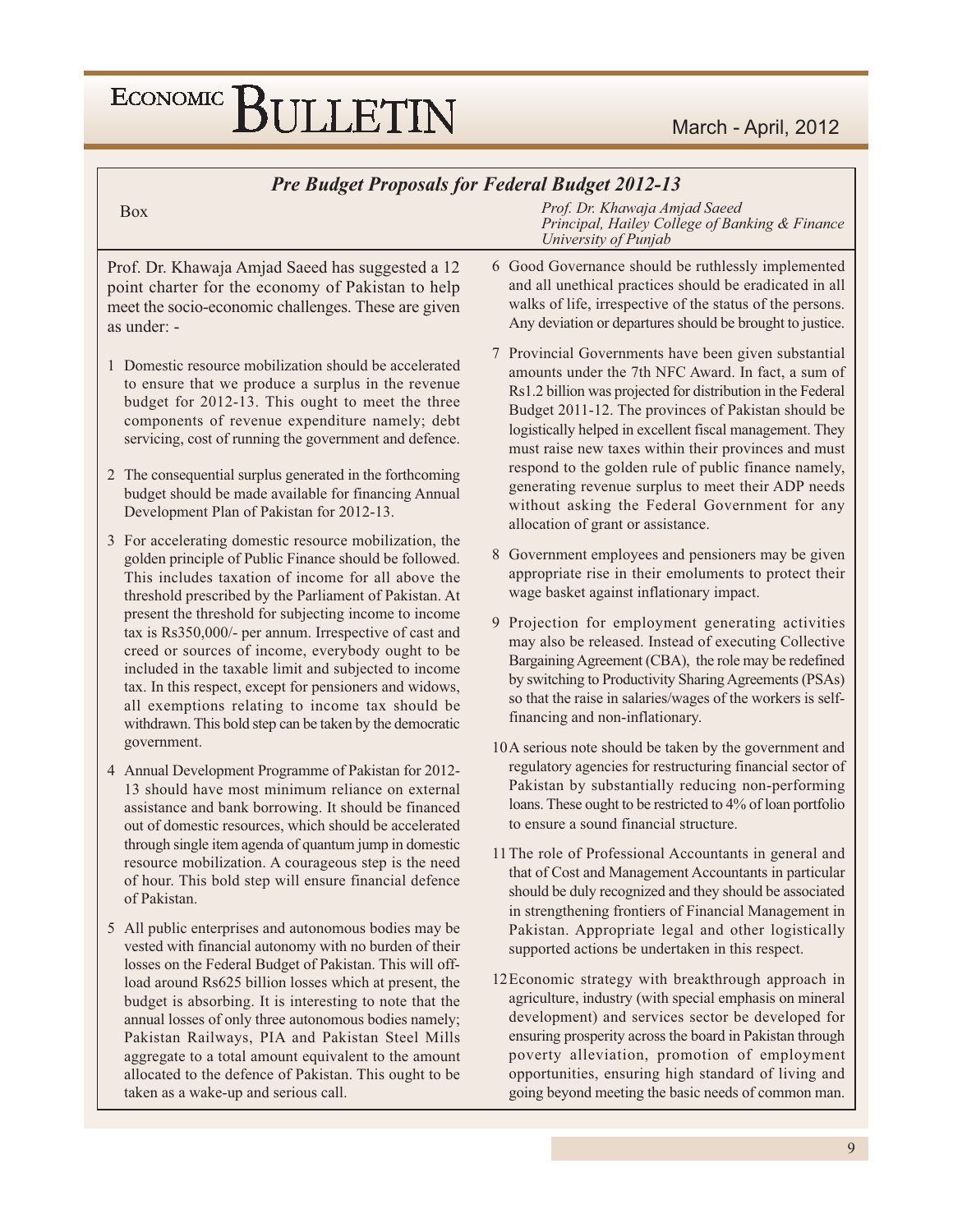## Pre Budget Proposals for Federal Budget 2012-13

Box

*Prof. Dr. Khawaja Amjad Saeed*
*Principal, Hailey College of Banking & Finance*
*University of Punjab*

Prof. Dr. Khawaja Amjad Saeed has suggested a 12 point charter for the economy of Pakistan to help meet the socio-economic challenges. These are given as under: -

1. Domestic resource mobilization should be accelerated to ensure that we produce a surplus in the revenue budget for 2012-13. This ought to meet the three components of revenue expenditure namely; debt servicing, cost of running the government and defence.

2. The consequential surplus generated in the forthcoming budget should be made available for financing Annual Development Plan of Pakistan for 2012-13.

3. For accelerating domestic resource mobilization, the golden principle of Public Finance should be followed. This includes taxation of income for all above the threshold prescribed by the Parliament of Pakistan. At present the threshold for subjecting income to income tax is Rs350,000/- per annum. Irrespective of cast and creed or sources of income, everybody ought to be included in the taxable limit and subjected to income tax. In this respect, except for pensioners and widows, all exemptions relating to income tax should be withdrawn. This bold step can be taken by the democratic government.

4. Annual Development Programme of Pakistan for 2012-13 should have most minimum reliance on external assistance and bank borrowing. It should be financed out of domestic resources, which should be accelerated through single item agenda of quantum jump in domestic resource mobilization. A courageous step is the need of hour. This bold step will ensure financial defence of Pakistan.

5. All public enterprises and autonomous bodies may be vested with financial autonomy with no burden of their losses on the Federal Budget of Pakistan. This will off-load around Rs625 billion losses which at present, the budget is absorbing. It is interesting to note that the annual losses of only three autonomous bodies namely; Pakistan Railways, PIA and Pakistan Steel Mills aggregate to a total amount equivalent to the amount allocated to the defence of Pakistan. This ought to be taken as a wake-up and serious call.

6. Good Governance should be ruthlessly implemented and all unethical practices should be eradicated in all walks of life, irrespective of the status of the persons. Any deviation or departures should be brought to justice.

7. Provincial Governments have been given substantial amounts under the 7th NFC Award. In fact, a sum of Rs1.2 billion was projected for distribution in the Federal Budget 2011-12. The provinces of Pakistan should be logistically helped in excellent fiscal management. They must raise new taxes within their provinces and must respond to the golden rule of public finance namely, generating revenue surplus to meet their ADP needs without asking the Federal Government for any allocation of grant or assistance.

8. Government employees and pensioners may be given appropriate rise in their emoluments to protect their wage basket against inflationary impact.

9. Projection for employment generating activities may also be released. Instead of executing Collective Bargaining Agreement (CBA), the role may be redefined by switching to Productivity Sharing Agreements (PSAs) so that the raise in salaries/wages of the workers is self-financing and non-inflationary.

10. A serious note should be taken by the government and regulatory agencies for restructuring financial sector of Pakistan by substantially reducing non-performing loans. These ought to be restricted to 4% of loan portfolio to ensure a sound financial structure.

11. The role of Professional Accountants in general and that of Cost and Management Accountants in particular should be duly recognized and they should be associated in strengthening frontiers of Financial Management in Pakistan. Appropriate legal and other logistically supported actions be undertaken in this respect.

12. Economic strategy with breakthrough approach in agriculture, industry (with special emphasis on mineral development) and services sector be developed for ensuring prosperity across the board in Pakistan through poverty alleviation, promotion of employment opportunities, ensuring high standard of living and going beyond meeting the basic needs of common man.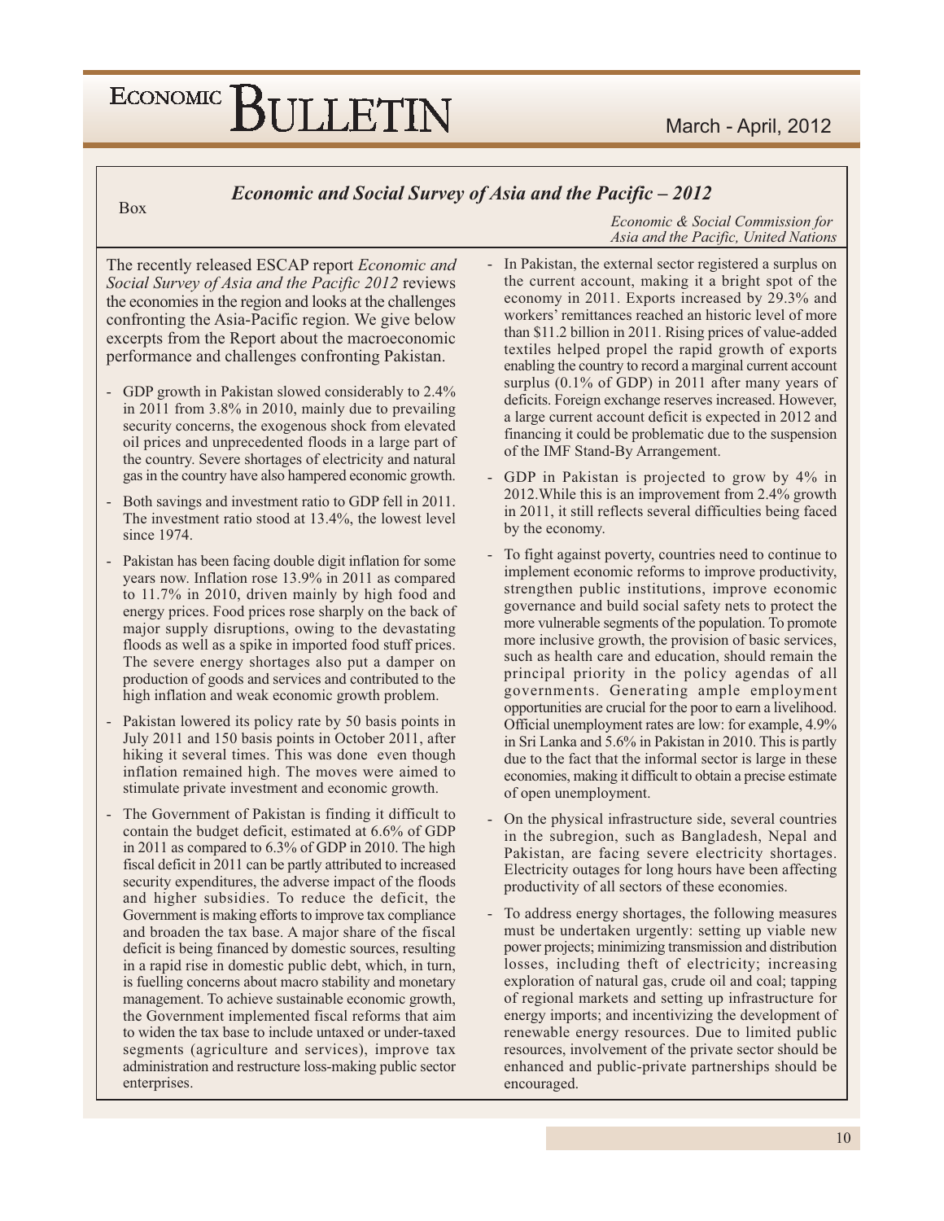Box

## *Economic and Social Survey of Asia and the Pacific – 2012*

*Economic & Social Commission for Asia and the Pacific, United Nations*

The recently released ESCAP report *Economic and Social Survey of Asia and the Pacific 2012* reviews the economies in the region and looks at the challenges confronting the Asia-Pacific region. We give below excerpts from the Report about the macroeconomic performance and challenges confronting Pakistan.

- GDP growth in Pakistan slowed considerably to 2.4% in 2011 from 3.8% in 2010, mainly due to prevailing security concerns, the exogenous shock from elevated oil prices and unprecedented floods in a large part of the country. Severe shortages of electricity and natural gas in the country have also hampered economic growth.

- Both savings and investment ratio to GDP fell in 2011. The investment ratio stood at 13.4%, the lowest level since 1974.

- Pakistan has been facing double digit inflation for some years now. Inflation rose 13.9% in 2011 as compared to 11.7% in 2010, driven mainly by high food and energy prices. Food prices rose sharply on the back of major supply disruptions, owing to the devastating floods as well as a spike in imported food stuff prices. The severe energy shortages also put a damper on production of goods and services and contributed to the high inflation and weak economic growth problem.

- Pakistan lowered its policy rate by 50 basis points in July 2011 and 150 basis points in October 2011, after hiking it several times. This was done even though inflation remained high. The moves were aimed to stimulate private investment and economic growth.

- The Government of Pakistan is finding it difficult to contain the budget deficit, estimated at 6.6% of GDP in 2011 as compared to 6.3% of GDP in 2010. The high fiscal deficit in 2011 can be partly attributed to increased security expenditures, the adverse impact of the floods and higher subsidies. To reduce the deficit, the Government is making efforts to improve tax compliance and broaden the tax base. A major share of the fiscal deficit is being financed by domestic sources, resulting in a rapid rise in domestic public debt, which, in turn, is fuelling concerns about macro stability and monetary management. To achieve sustainable economic growth, the Government implemented fiscal reforms that aim to widen the tax base to include untaxed or under-taxed segments (agriculture and services), improve tax administration and restructure loss-making public sector enterprises.

- In Pakistan, the external sector registered a surplus on the current account, making it a bright spot of the economy in 2011. Exports increased by 29.3% and workers' remittances reached an historic level of more than $11.2 billion in 2011. Rising prices of value-added textiles helped propel the rapid growth of exports enabling the country to record a marginal current account surplus (0.1% of GDP) in 2011 after many years of deficits. Foreign exchange reserves increased. However, a large current account deficit is expected in 2012 and financing it could be problematic due to the suspension of the IMF Stand-By Arrangement.

- GDP in Pakistan is projected to grow by 4% in 2012. While this is an improvement from 2.4% growth in 2011, it still reflects several difficulties being faced by the economy.

- To fight against poverty, countries need to continue to implement economic reforms to improve productivity, strengthen public institutions, improve economic governance and build social safety nets to protect the more vulnerable segments of the population. To promote more inclusive growth, the provision of basic services, such as health care and education, should remain the principal priority in the policy agendas of all governments. Generating ample employment opportunities are crucial for the poor to earn a livelihood. Official unemployment rates are low: for example, 4.9% in Sri Lanka and 5.6% in Pakistan in 2010. This is partly due to the fact that the informal sector is large in these economies, making it difficult to obtain a precise estimate of open unemployment.

- On the physical infrastructure side, several countries in the subregion, such as Bangladesh, Nepal and Pakistan, are facing severe electricity shortages. Electricity outages for long hours have been affecting productivity of all sectors of these economies.

- To address energy shortages, the following measures must be undertaken urgently: setting up viable new power projects; minimizing transmission and distribution losses, including theft of electricity; increasing exploration of natural gas, crude oil and coal; tapping of regional markets and setting up infrastructure for energy imports; and incentivizing the development of renewable energy resources. Due to limited public resources, involvement of the private sector should be enhanced and public-private partnerships should be encouraged.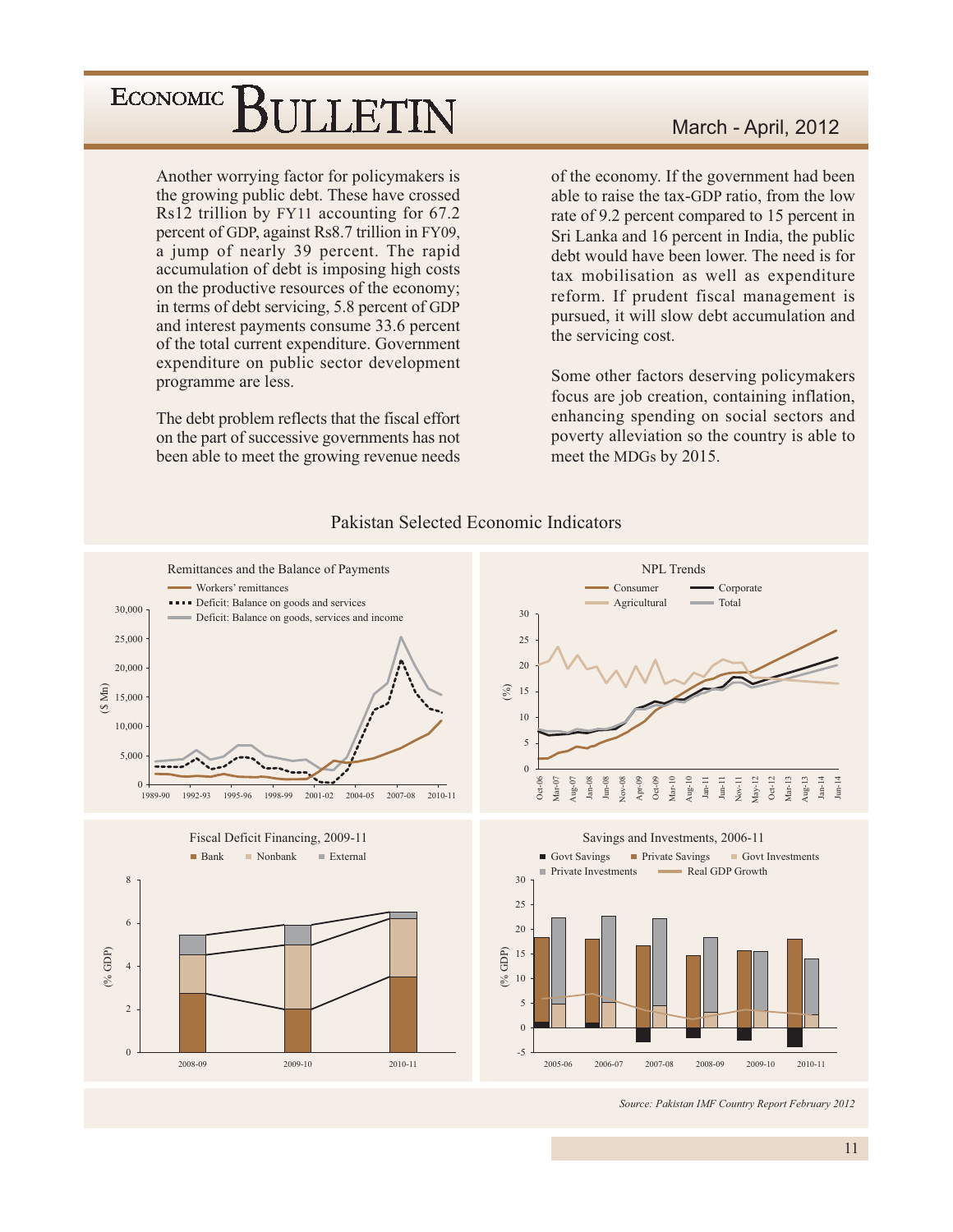Another worrying factor for policymakers is the growing public debt. These have crossed Rs12 trillion by FY11 accounting for 67.2 percent of GDP, against Rs8.7 trillion in FY09, a jump of nearly 39 percent. The rapid accumulation of debt is imposing high costs on the productive resources of the economy; in terms of debt servicing, 5.8 percent of GDP and interest payments consume 33.6 percent of the total current expenditure. Government expenditure on public sector development programme are less.

The debt problem reflects that the fiscal effort on the part of successive governments has not been able to meet the growing revenue needs of the economy. If the government had been able to raise the tax-GDP ratio, from the low rate of 9.2 percent compared to 15 percent in Sri Lanka and 16 percent in India, the public debt would have been lower. The need is for tax mobilisation as well as expenditure reform. If prudent fiscal management is pursued, it will slow debt accumulation and the servicing cost.

Some other factors deserving policymakers focus are job creation, containing inflation, enhancing spending on social sectors and poverty alleviation so the country is able to meet the MDGs by 2015.

## Pakistan Selected Economic Indicators

Remittances and the Balance of Payments

NPL Trends

Fiscal Deficit Financing, 2009-11

Savings and Investments, 2006-11

*Source: Pakistan IMF Country Report February 2012*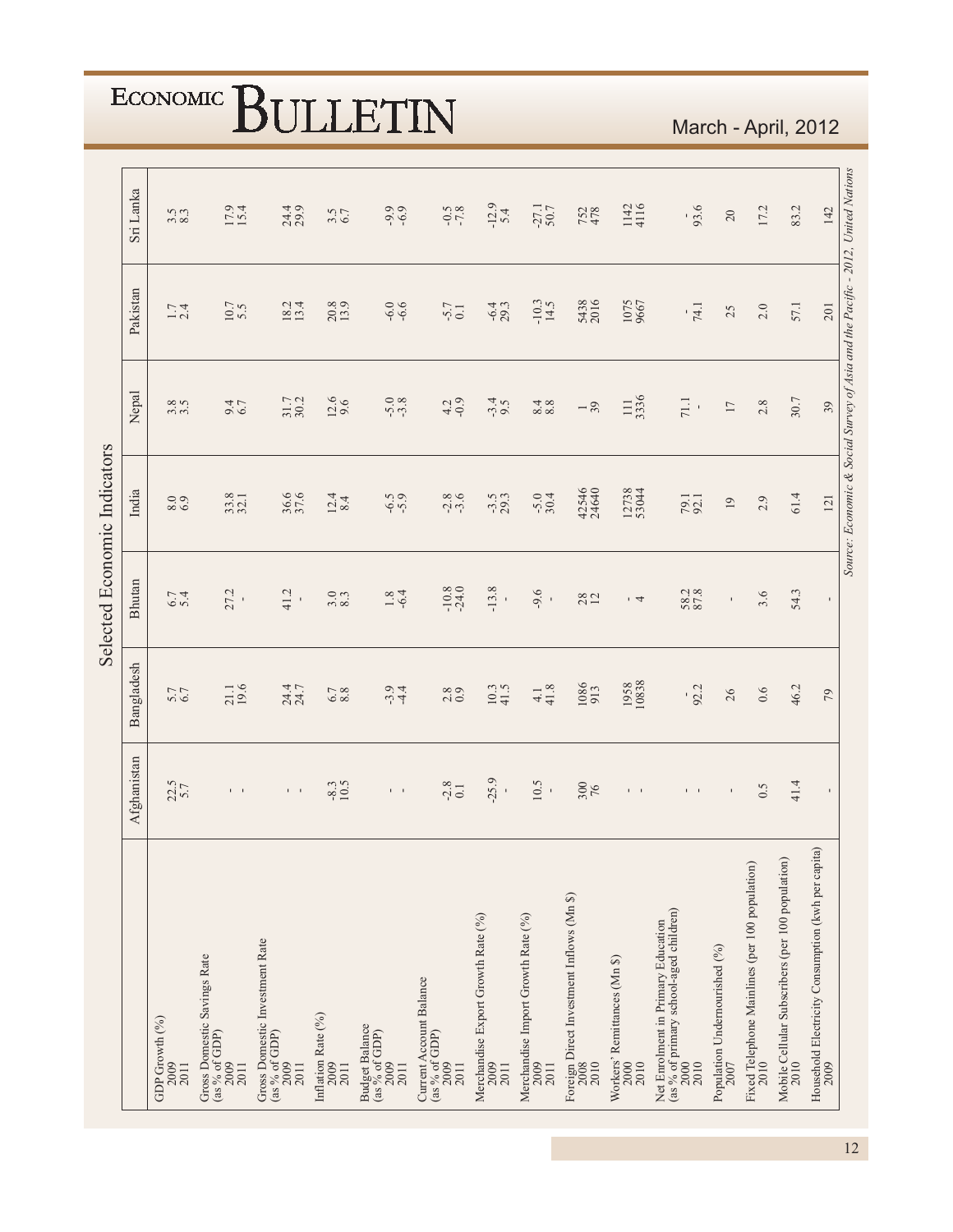## Selected Economic Indicators

| | Afghanistan | Bangladesh | Bhutan | India | Nepal | Pakistan | Sri Lanka |
|---|---|---|---|---|---|---|---|
| **GDP Growth (%)** | | | | | | | |
| 2009 | 22.5 | 5.7 | 6.7 | 8.0 | 3.8 | 1.7 | 3.5 |
| 2011 | 5.7 | 6.7 | 5.4 | 6.9 | 3.5 | 2.4 | 8.3 |
| **Gross Domestic Savings Rate (as % of GDP)** | | | | | | | |
| 2009 | - | 21.1 | 27.2 | 33.8 | 9.4 | 10.7 | 17.9 |
| 2011 | - | 19.6 | - | 32.1 | 6.7 | 5.5 | 15.4 |
| **Gross Domestic Investment Rate (as % of GDP)** | | | | | | | |
| 2009 | - | 24.4 | 41.2 | 36.6 | 31.7 | 18.2 | 24.4 |
| 2011 | - | 24.7 | - | 37.6 | 30.2 | 13.4 | 29.9 |
| **Inflation Rate (%)** | | | | | | | |
| 2009 | -8.3 | 6.7 | 3.0 | 12.4 | 12.6 | 20.8 | 3.5 |
| 2011 | 10.5 | 8.8 | 8.3 | 8.4 | 9.6 | 13.9 | 6.7 |
| **Budget Balance (as % of GDP)** | | | | | | | |
| 2009 | - | -3.9 | 1.8 | -6.5 | -5.0 | -6.0 | -9.9 |
| 2011 | - | -4.4 | -6.4 | -5.9 | -3.8 | -6.6 | -6.9 |
| **Current Account Balance (as % of GDP)** | | | | | | | |
| 2009 | -2.8 | 2.8 | -10.8 | -2.8 | 4.2 | -5.7 | -0.5 |
| 2011 | 0.1 | 0.9 | -24.0 | -3.6 | -0.9 | 0.1 | -7.8 |
| **Merchandise Export Growth Rate (%)** | | | | | | | |
| 2009 | -25.9 | 10.3 | -13.8 | -3.5 | -3.4 | -6.4 | -12.9 |
| 2011 | - | 41.5 | - | 29.3 | 9.5 | 29.3 | 5.4 |
| **Merchandise Import Growth Rate (%)** | | | | | | | |
| 2009 | 10.5 | 4.1 | -9.6 | -5.0 | 8.4 | -10.3 | -27.1 |
| 2011 | - | 41.8 | - | 30.4 | 8.8 | 14.5 | 50.7 |
| **Foreign Direct Investment Inflows (Mn $)** | | | | | | | |
| 2008 | 300 | 1086 | 28 | 42546 | 1 | 5438 | 752 |
| 2010 | 76 | 913 | 12 | 24640 | 39 | 2016 | 478 |
| **Workers' Remittances (Mn $)** | | | | | | | |
| 2000 | - | 1958 | - | 12738 | 111 | 1075 | 1142 |
| 2010 | - | 10838 | 4 | 53044 | 3336 | 9667 | 4116 |
| **Net Enrolment in Primary Education (as % of primary school-aged children)** | | | | | | | |
| 2000 | - | - | 58.2 | 79.1 | 71.1 | - | - |
| 2010 | - | 92.2 | 87.8 | 92.1 | - | 74.1 | 93.6 |
| **Population Undernourished (%)** | | | | | | | |
| 2007 | - | 26 | - | 19 | 17 | 25 | 20 |
| **Fixed Telephone Mainlines (per 100 population)** | | | | | | | |
| 2010 | 0.5 | 0.6 | 3.6 | 2.9 | 2.8 | 2.0 | 17.2 |
| **Mobile Cellular Subscribers (per 100 population)** | | | | | | | |
| 2010 | 41.4 | 46.2 | 54.3 | 61.4 | 30.7 | 57.1 | 83.2 |
| **Household Electricity Consumption (kwh per capita)** | | | | | | | |
| 2009 | - | 79 | - | 121 | 39 | 201 | 142 |

*Source: Economic & Social Survey of Asia and the Pacific - 2012, United Nations*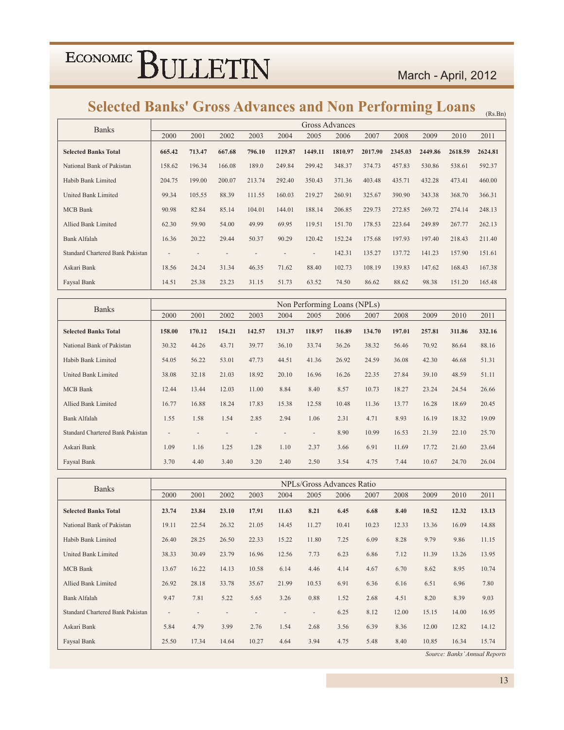# Selected Banks' Gross Advances and Non Performing Loans

(Rs.Bn)

| Banks | Gross Advances | | | | | | | | | | | |
|---|---|---|---|---|---|---|---|---|---|---|---|---|
| | 2000 | 2001 | 2002 | 2003 | 2004 | 2005 | 2006 | 2007 | 2008 | 2009 | 2010 | 2011 |
| **Selected Banks Total** | **665.42** | **713.47** | **667.68** | **796.10** | **1129.87** | **1449.11** | **1810.97** | **2017.90** | **2345.03** | **2449.86** | **2618.59** | **2624.81** |
| National Bank of Pakistan | 158.62 | 196.34 | 166.08 | 189.0 | 249.84 | 299.42 | 348.37 | 374.73 | 457.83 | 530.86 | 538.61 | 592.37 |
| Habib Bank Limited | 204.75 | 199.00 | 200.07 | 213.74 | 292.40 | 350.43 | 371.36 | 403.48 | 435.71 | 432.28 | 473.41 | 460.00 |
| United Bank Limited | 99.34 | 105.55 | 88.39 | 111.55 | 160.03 | 219.27 | 260.91 | 325.67 | 390.90 | 343.38 | 368.70 | 366.31 |
| MCB Bank | 90.98 | 82.84 | 85.14 | 104.01 | 144.01 | 188.14 | 206.85 | 229.73 | 272.85 | 269.72 | 274.14 | 248.13 |
| Allied Bank Limited | 62.30 | 59.90 | 54.00 | 49.99 | 69.95 | 119.51 | 151.70 | 178.53 | 223.64 | 249.89 | 267.77 | 262.13 |
| Bank Alfalah | 16.36 | 20.22 | 29.44 | 50.37 | 90.29 | 120.42 | 152.24 | 175.68 | 197.93 | 197.40 | 218.43 | 211.40 |
| Standard Chartered Bank Pakistan | - | - | - | - | - | - | 142.31 | 135.27 | 137.72 | 141.23 | 157.90 | 151.61 |
| Askari Bank | 18.56 | 24.24 | 31.34 | 46.35 | 71.62 | 88.40 | 102.73 | 108.19 | 139.83 | 147.62 | 168.43 | 167.38 |
| Faysal Bank | 14.51 | 25.38 | 23.23 | 31.15 | 51.73 | 63.52 | 74.50 | 86.62 | 88.62 | 98.38 | 151.20 | 165.48 |

| Banks | Non Performing Loans (NPLs) | | | | | | | | | | | |
|---|---|---|---|---|---|---|---|---|---|---|---|---|
| | 2000 | 2001 | 2002 | 2003 | 2004 | 2005 | 2006 | 2007 | 2008 | 2009 | 2010 | 2011 |
| **Selected Banks Total** | **158.00** | **170.12** | **154.21** | **142.57** | **131.37** | **118.97** | **116.89** | **134.70** | **197.01** | **257.81** | **311.86** | **332.16** |
| National Bank of Pakistan | 30.32 | 44.26 | 43.71 | 39.77 | 36.10 | 33.74 | 36.26 | 38.32 | 56.46 | 70.92 | 86.64 | 88.16 |
| Habib Bank Limited | 54.05 | 56.22 | 53.01 | 47.73 | 44.51 | 41.36 | 26.92 | 24.59 | 36.08 | 42.30 | 46.68 | 51.31 |
| United Bank Limited | 38.08 | 32.18 | 21.03 | 18.92 | 20.10 | 16.96 | 16.26 | 22.35 | 27.84 | 39.10 | 48.59 | 51.11 |
| MCB Bank | 12.44 | 13.44 | 12.03 | 11.00 | 8.84 | 8.40 | 8.57 | 10.73 | 18.27 | 23.24 | 24.54 | 26.66 |
| Allied Bank Limited | 16.77 | 16.88 | 18.24 | 17.83 | 15.38 | 12.58 | 10.48 | 11.36 | 13.77 | 16.28 | 18.69 | 20.45 |
| Bank Alfalah | 1.55 | 1.58 | 1.54 | 2.85 | 2.94 | 1.06 | 2.31 | 4.71 | 8.93 | 16.19 | 18.32 | 19.09 |
| Standard Chartered Bank Pakistan | - | - | - | - | - | - | 8.90 | 10.99 | 16.53 | 21.39 | 22.10 | 25.70 |
| Askari Bank | 1.09 | 1.16 | 1.25 | 1.28 | 1.10 | 2.37 | 3.66 | 6.91 | 11.69 | 17.72 | 21.60 | 23.64 |
| Faysal Bank | 3.70 | 4.40 | 3.40 | 3.20 | 2.40 | 2.50 | 3.54 | 4.75 | 7.44 | 10.67 | 24.70 | 26.04 |

| Banks | NPLs/Gross Advances Ratio | | | | | | | | | | | |
|---|---|---|---|---|---|---|---|---|---|---|---|---|
| | 2000 | 2001 | 2002 | 2003 | 2004 | 2005 | 2006 | 2007 | 2008 | 2009 | 2010 | 2011 |
| **Selected Banks Total** | **23.74** | **23.84** | **23.10** | **17.91** | **11.63** | **8.21** | **6.45** | **6.68** | **8.40** | **10.52** | **12.32** | **13.13** |
| National Bank of Pakistan | 19.11 | 22.54 | 26.32 | 21.05 | 14.45 | 11.27 | 10.41 | 10.23 | 12.33 | 13.36 | 16.09 | 14.88 |
| Habib Bank Limited | 26.40 | 28.25 | 26.50 | 22.33 | 15.22 | 11.80 | 7.25 | 6.09 | 8.28 | 9.79 | 9.86 | 11.15 |
| United Bank Limited | 38.33 | 30.49 | 23.79 | 16.96 | 12.56 | 7.73 | 6.23 | 6.86 | 7.12 | 11.39 | 13.26 | 13.95 |
| MCB Bank | 13.67 | 16.22 | 14.13 | 10.58 | 6.14 | 4.46 | 4.14 | 4.67 | 6.70 | 8.62 | 8.95 | 10.74 |
| Allied Bank Limited | 26.92 | 28.18 | 33.78 | 35.67 | 21.99 | 10.53 | 6.91 | 6.36 | 6.16 | 6.51 | 6.96 | 7.80 |
| Bank Alfalah | 9.47 | 7.81 | 5.22 | 5.65 | 3.26 | 0.88 | 1.52 | 2.68 | 4.51 | 8.20 | 8.39 | 9.03 |
| Standard Chartered Bank Pakistan | - | - | - | - | - | - | 6.25 | 8.12 | 12.00 | 15.15 | 14.00 | 16.95 |
| Askari Bank | 5.84 | 4.79 | 3.99 | 2.76 | 1.54 | 2.68 | 3.56 | 6.39 | 8.36 | 12.00 | 12.82 | 14.12 |
| Faysal Bank | 25.50 | 17.34 | 14.64 | 10.27 | 4.64 | 3.94 | 4.75 | 5.48 | 8.40 | 10.85 | 16.34 | 15.74 |

*Source: Banks' Annual Reports*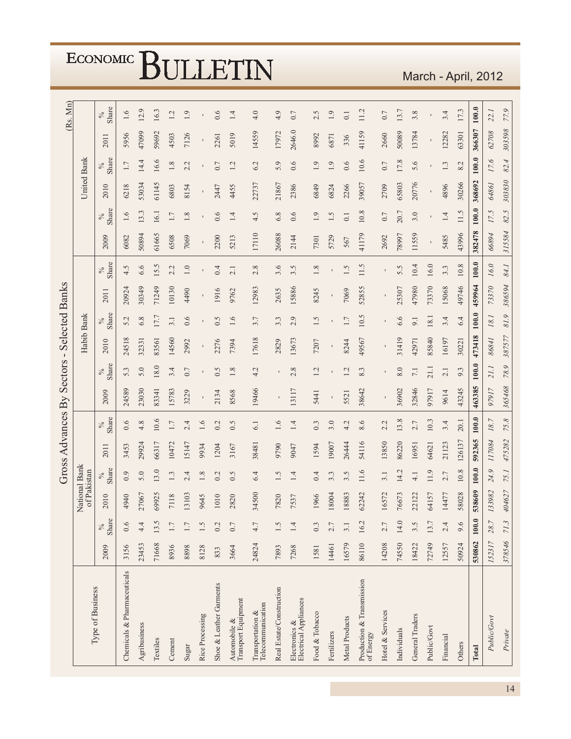## Gross Advances By Sectors - Selected Banks

(Rs. Mn)

| Type of Business | National Bank of Pakistan | | | | | | Habib Bank | | | | | | United Bank | | | | | |
|---|---|---|---|---|---|---|---|---|---|---|---|---|---|---|---|---|---|---|
| | 2009 | % Share | 2010 | % Share | 2011 | % Share | 2009 | % Share | 2010 | % Share | 2011 | % Share | 2009 | % Share | 2010 | % Share | 2011 | % Share |
| Chemicals & Pharmaceuticals | 3156 | 0.6 | 4940 | 0.9 | 3453 | 0.6 | 24589 | 5.3 | 24518 | 5.2 | 20924 | 4.5 | 6082 | 1.6 | 6218 | 1.7 | 5956 | 1.6 |
| Agribusiness | 23453 | 4.4 | 27067 | 5.0 | 29924 | 4.8 | 23030 | 5.0 | 32331 | 6.8 | 30349 | 6.6 | 50894 | 13.3 | 53034 | 14.4 | 47099 | 12.9 |
| Textiles | 71668 | 13.5 | 69925 | 13.0 | 66317 | 10.6 | 83341 | 18.0 | 83561 | 17.7 | 71249 | 15.5 | 61665 | 16.1 | 61145 | 16.6 | 59692 | 16.3 |
| Cement | 8936 | 1.7 | 7118 | 1.3 | 10472 | 1.7 | 15783 | 3.4 | 14560 | 3.1 | 10130 | 2.2 | 6508 | 1.7 | 6803 | 1.8 | 4503 | 1.2 |
| Sugar | 8898 | 1.7 | 13103 | 2.4 | 15147 | 2.4 | 3229 | 0.7 | 2992 | 0.6 | 4490 | 1.0 | 7069 | 1.8 | 8154 | 2.2 | 7126 | 1.9 |
| Rice Processing | 8128 | 1.5 | 9645 | 1.8 | 9934 | 1.6 | - | - | - | - | - | - | - | - | - | - | - | - |
| Shoe & Leather Garments | 833 | 0.2 | 1010 | 0.2 | 1204 | 0.2 | 2134 | 0.5 | 2276 | 0.5 | 1916 | 0.4 | 2200 | 0.6 | 2447 | 0.7 | 2261 | 0.6 |
| Automobile & Transport Equipment | 3664 | 0.7 | 2820 | 0.5 | 3167 | 0.5 | 8568 | 1.8 | 7394 | 1.6 | 9762 | 2.1 | 5213 | 1.4 | 4455 | 1.2 | 5019 | 1.4 |
| Transportation & Telecommunication | 24824 | 4.7 | 34500 | 6.4 | 38481 | 6.1 | 19466 | 4.2 | 17618 | 3.7 | 12983 | 2.8 | 17110 | 4.5 | 22737 | 6.2 | 14559 | 4.0 |
| Real Estate/Construction | 7893 | 1.5 | 7820 | 1.5 | 9790 | 1.6 | - | - | 2829 | 3.3 | 2635 | 3.6 | 26088 | 6.8 | 21867 | 5.9 | 17972 | 4.9 |
| Electronics & Electrical Appliances | 7268 | 1.4 | 7537 | 1.4 | 9047 | 1.4 | 13117 | 2.8 | 13673 | 2.9 | 15886 | 3.5 | 2144 | 0.6 | 2386 | 0.6 | 2646.0 | 0.7 |
| Food & Tobacco | 1581 | 0.3 | 1966 | 0.4 | 1594 | 0.3 | 5441 | 1.2 | 7207 | 1.5 | 8245 | 1.8 | 7301 | 1.9 | 6849 | 1.9 | 8992 | 2.5 |
| Fertilizers | 14461 | 2.7 | 18004 | 3.3 | 19007 | 3.0 | - | - | - | - | - | - | 5729 | 1.5 | 6824 | 1.9 | 6871 | 1.9 |
| Metal Products | 16579 | 3.1 | 18883 | 3.5 | 26444 | 4.2 | 5521 | 1.2 | 8244 | 1.7 | 7069 | 1.5 | 567 | 0.1 | 2266 | 0.6 | 336 | 0.1 |
| Production & Transmission of Energy | 86110 | 16.2 | 62242 | 11.6 | 54116 | 8.6 | 38642 | 8.3 | 49567 | 10.5 | 52855 | 11.5 | 41179 | 10.8 | 39057 | 10.6 | 41159 | 11.2 |
| Hotel & Services | 14208 | 2.7 | 16572 | 3.1 | 13850 | 2.2 | - | - | - | - | - | - | 2692 | 0.7 | 2709 | 0.7 | 2660 | 0.7 |
| Individuals | 74550 | 14.0 | 76673 | 14.2 | 86220 | 13.8 | 36902 | 8.0 | 31419 | 6.6 | 25307 | 5.5 | 78997 | 20.7 | 65803 | 17.8 | 50089 | 13.7 |
| General Traders | 18422 | 3.5 | 22122 | 4.1 | 16951 | 2.7 | 32846 | 7.1 | 42971 | 9.1 | 47980 | 10.4 | 11559 | 3.0 | 20776 | 5.6 | 13784 | 3.8 |
| Public/Govt | 72749 | 13.7 | 64157 | 11.9 | 64621 | 10.3 | 97917 | 21.1 | 85840 | 18.1 | 73370 | 16.0 | - | - | - | - | - | - |
| Financial | 12557 | 2.4 | 14477 | 2.7 | 21123 | 3.4 | 9614 | 2.1 | 16197 | 3.4 | 15068 | 3.3 | 5485 | 1.4 | 4896 | 1.3 | 12282 | 3.4 |
| Others | 50924 | 9.6 | 58028 | 10.8 | 126137 | 20.1 | 43245 | 9.3 | 30221 | 6.4 | 49746 | 10.8 | 43996 | 11.5 | 30266 | 8.2 | 63301 | 17.3 |
| **Total** | **530862** | **100.0** | **538609** | **100.0** | **592365** | **100.0** | **463385** | **100.0** | **473418** | **100.0** | **459964** | **100.0** | **382478** | **100.0** | **368692** | **100.0** | **366307** | **100.0** |
| *Public/Govt* | *152317* | *28.7* | *133982* | *24.9* | *117084* | *18.7* | *97917* | *21.1* | *86841* | *18.1* | *73370* | *16.0* | *66894* | *17.5* | *64861* | *17.6* | *62708* | *22.1* |
| *Private* | *378546* | *71.3* | *404627* | *75.1* | *475282* | *75.8* | *365468* | *78.9* | *387577* | *81.9* | *386594* | *84.1* | *315584* | *82.5* | *303830* | *82.4* | *303598* | *77.9* |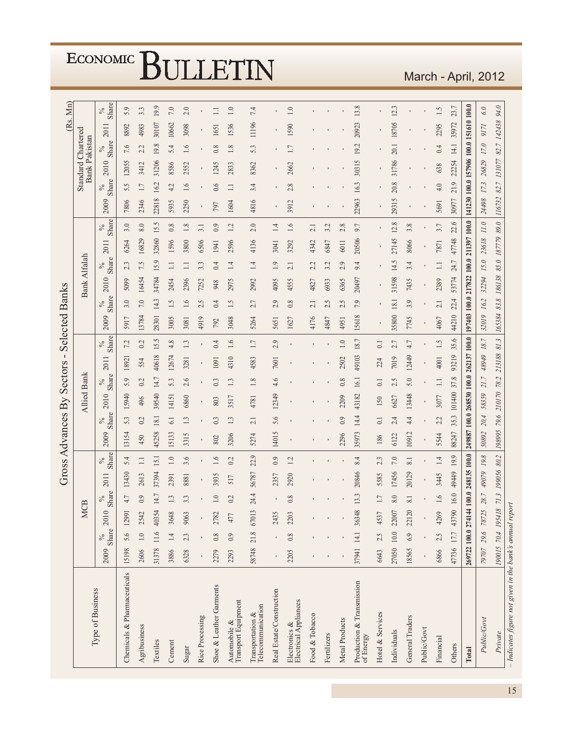## Gross Advances By Sectors - Selected Banks

(Rs. Mn)

| Type of Business | MCB | | | | | | Allied Bank | | | | | | Bank Alfalah | | | | | | Standard Chartered Bank Pakistan | | | | | |
|---|---|---|---|---|---|---|---|---|---|---|---|---|---|---|---|---|---|---|---|---|---|---|---|---|
| | 2009 | % Share | 2010 | % Share | 2011 | % Share | 2009 | % Share | 2010 | % Share | 2011 | % Share | 2009 | % Share | 2010 | % Share | 2011 | % Share | 2009 | % Share | 2010 | % Share | 2011 | % Share |
| Chemicals & Pharmaceuticals | 15198 | 5.6 | 12991 | 4.7 | 13430 | 5.4 | 13154 | 5.3 | 15940 | 5.9 | 18921 | 7.2 | 5917 | 3.0 | 5099 | 2.3 | 6264 | 3.0 | 7806 | 5.5 | 12055 | 7.6 | 8892 | 5.9 |
| Agribusiness | 2606 | 1.0 | 2542 | 0.9 | 2613 | 1.1 | 450 | 0.2 | 496 | 0.2 | 554 | 0.2 | 13784 | 7.0 | 16454 | 7.5 | 16829 | 8.0 | 2346 | 1.7 | 3412 | 2.2 | 4983 | 3.3 |
| Textiles | 31378 | 11.6 | 40354 | 14.7 | 37394 | 15.1 | 45258 | 18.1 | 39540 | 14.7 | 40618 | 15.5 | 28301 | 14.3 | 34784 | 15.9 | 32860 | 15.5 | 22818 | 16.2 | 31206 | 19.8 | 30107 | 19.9 |
| Cement | 3886 | 1.4 | 3648 | 1.3 | 2391 | 1.0 | 15133 | 6.1 | 14151 | 5.3 | 12674 | 4.8 | 3005 | 1.5 | 2454 | 1.1 | 1596 | 0.8 | 5935 | 4.2 | 8586 | 5.4 | 10662 | 7.0 |
| Sugar | 6328 | 2.3 | 9063 | 3.3 | 8881 | 3.6 | 3315 | 1.3 | 6860 | 2.6 | 3281 | 1.3 | 3081 | 1.6 | 2396 | 1.1 | 3800 | 1.8 | 2250 | 1.6 | 2552 | 1.6 | 3098 | 2.0 |
| Rice Processing | - | - | - | - | - | - | - | - | - | - | - | - | 4919 | 2.5 | 7252 | 3.3 | 6506 | 3.1 | - | - | - | - | - | - |
| Shoe & Leather Garments | 2279 | 0.8 | 2782 | 1.0 | 3935 | 1.6 | 802 | 0.3 | 803 | 0.3 | 1091 | 0.4 | 792 | 0.4 | 948 | 0.4 | 1941 | 0.9 | 797 | 0.6 | 1245 | 0.8 | 1651 | 1.1 |
| Automobile & Transport Equipment | 2293 | 0.9 | 477 | 0.2 | 517 | 0.2 | 3206 | 1.3 | 3517 | 1.3 | 4310 | 1.6 | 3048 | 1.5 | 2975 | 1.4 | 2596 | 1.2 | 1604 | 1.1 | 2833 | 1.8 | 1536 | 1.0 |
| Transportation & Telecommunication | 58748 | 21.8 | 67013 | 24.4 | 56787 | 22.9 | 5274 | 2.1 | 4781 | 1.8 | 4583 | 1.7 | 5264 | 2.7 | 2992 | 1.4 | 4136 | 2.0 | 4816 | 3.4 | 8362 | 5.3 | 11196 | 7.4 |
| Real Estate/Construction | - | - | 2435 | - | 2357 | 0.9 | 14015 | 5.6 | 12249 | 4.6 | 7601 | 2.9 | 5651 | 2.9 | 4095 | 1.9 | 3041 | 1.4 | - | - | - | - | - | - |
| Electronics & Electrical Appliances | 2205 | 0.8 | 2203 | 0.8 | 2920 | 1.2 | - | - | - | - | - | - | 1627 | 0.8 | 4555 | 2.1 | 3292 | 1.6 | 3912 | 2.8 | 2662 | 1.7 | 1590 | 1.0 |
| Food & Tobacco | - | - | - | - | - | - | - | - | - | - | - | - | 4176 | 2.1 | 4827 | 2.2 | 4342 | 2.1 | - | - | - | - | - | - |
| Fertilizers | - | - | - | - | - | - | - | - | - | - | - | - | 4847 | 2.5 | 6933 | 3.2 | 6847 | 3.2 | - | - | - | - | - | - |
| Metal Products | - | - | - | - | - | - | 2296 | 0.9 | 2209 | 0.8 | 2502 | 1.0 | 4951 | 2.5 | 6365 | 2.9 | 6011 | 2.8 | - | - | - | - | - | - |
| Production & Transmission of Energy | 37941 | 14.1 | 36348 | 13.3 | 20846 | 8.4 | 35973 | 14.4 | 43182 | 16.1 | 49103 | 18.7 | 15618 | 7.9 | 20497 | 9.4 | 20506 | 9.7 | 22963 | 16.3 | 30315 | 19.2 | 20923 | 13.8 |
| Hotel & Services | 6643 | 2.5 | 4537 | 1.7 | 5585 | 2.3 | 186 | 0.1 | 150 | 0.1 | 224 | 0.1 | - | - | - | - | - | - | - | - | - | - | - | - |
| Individuals | 27050 | 10.0 | 22007 | 8.0 | 17456 | 7.0 | 6122 | 2.4 | 6627 | 2.5 | 7019 | 2.7 | 35800 | 18.1 | 31598 | 14.5 | 27145 | 12.8 | 29315 | 20.8 | 31786 | 20.1 | 18705 | 12.3 |
| General Traders | 18565 | 6.9 | 22120 | 8.1 | 20129 | 8.1 | 10912 | 4.4 | 13448 | 5.0 | 12449 | 4.7 | 7745 | 3.9 | 7435 | 3.4 | 8066 | 3.8 | - | - | - | - | - | - |
| Public/Govt | - | - | - | - | - | - | - | - | - | - | - | - | - | - | - | - | - | - | - | - | - | - | - | - |
| Financial | 6866 | 2.5 | 4269 | 1.6 | 3445 | 1.4 | 5544 | 2.2 | 3077 | 1.1 | 4001 | 1.5 | 4067 | 2.1 | 2389 | 1.1 | 7871 | 3.7 | 5691 | 4.0 | 638 | 0.4 | 2295 | 1.5 |
| Others | 47736 | 17.7 | 43790 | 16.0 | 49449 | 19.9 | 88247 | 35.3 | 101400 | 37.8 | 93219 | 35.6 | 44210 | 22.4 | 53774 | 24.7 | 47748 | 22.6 | 30977 | 21.9 | 22254 | 14.1 | 35972 | 23.7 |
| **Total** | **269722** | **100.0** | **274144** | **100.0** | **248135** | **100.0** | **249887** | **100.0** | **268530** | **100.0** | **262137** | **100.0** | **197403** | **100.0** | **217822** | **100.0** | **211397** | **100.0** | **141230** | **100.0** | **157906** | **100.0** | **151610** | **100.0** |
| *Public/Govt* | *79707* | *29.6* | *78725* | *28.7* | *49079* | *19.8* | *50892* | *20.4* | *58359* | *21.7* | *48949* | *18.7* | *32019* | *16.2* | *32294* | *15.0* | *23618* | *11.0* | *24498* | *17.3* | *26829* | *17.0* | *9171* | *6.0* |
| *Private* | *190015* | *70.4* | *195418* | *71.3* | *199056* | *80.2* | *198995* | *79.6* | *210170* | *78.2* | *213188* | *81.3* | *165384* | *83.8* | *186138* | *85.0* | *187779* | *89.0* | *116732* | *82.7* | *131077* | *82.7* | *142438* | *94.0* |

*- Indicates figure not given in the bank's annual report*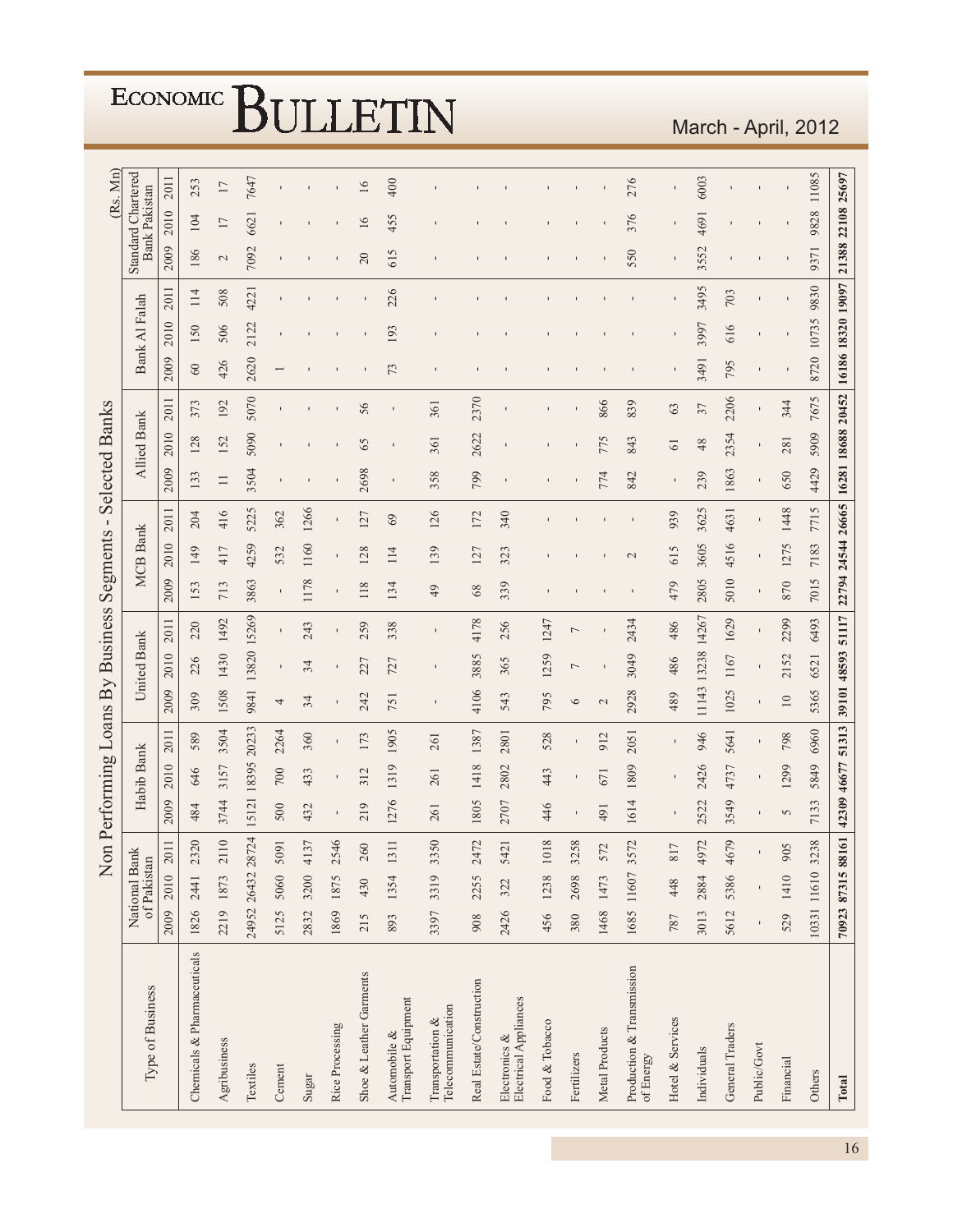## Non Performing Loans By Business Segments - Selected Banks

(Rs. Mn)

| Type of Business | National Bank of Pakistan | | | Habib Bank | | | United Bank | | | MCB Bank | | | Allied Bank | | | Bank Al Falah | | | Standard Chartered Bank Pakistan | | |
|---|---|---|---|---|---|---|---|---|---|---|---|---|---|---|---|---|---|---|---|---|---|
| | 2009 | 2010 | 2011 | 2009 | 2010 | 2011 | 2009 | 2010 | 2011 | 2009 | 2010 | 2011 | 2009 | 2010 | 2011 | 2009 | 2010 | 2011 | 2009 | 2010 | 2011 |
| Chemicals & Pharmaceuticals | 1826 | 2441 | 2320 | 484 | 646 | 589 | 309 | 226 | 220 | 153 | 149 | 204 | 133 | 128 | 373 | 60 | 150 | 114 | 186 | 104 | 253 |
| Agribusiness | 2219 | 1873 | 2110 | 3744 | 3157 | 3504 | 1508 | 1430 | 1492 | 713 | 417 | 416 | 11 | 152 | 192 | 426 | 506 | 508 | 2 | 17 | 17 |
| Textiles | 24952 | 26432 | 28724 | 15121 | 18395 | 20233 | 9841 | 13820 | 15269 | 3863 | 4259 | 5225 | 3504 | 5090 | 5070 | 2620 | 2122 | 4221 | 7092 | 6621 | 7647 |
| Cement | 5125 | 5060 | 5091 | 500 | 700 | 2264 | 4 | - | - | - | 532 | 362 | - | - | - | 1 | - | - | - | - | - |
| Sugar | 2832 | 3200 | 4137 | 432 | 433 | 360 | 34 | 34 | 243 | 1178 | 1160 | 1266 | - | - | - | - | - | - | - | - | - |
| Rice Processing | 1869 | 1875 | 2546 | - | - | - | - | - | - | - | - | - | - | - | - | - | - | - | - | - | - |
| Shoe & Leather Garments | 215 | 430 | 260 | 219 | 312 | 173 | 242 | 227 | 259 | 118 | 128 | 127 | 2698 | 65 | 56 | - | - | - | 20 | 16 | 16 |
| Automobile & Transport Equipment | 893 | 1354 | 1311 | 1276 | 1319 | 1905 | 751 | 727 | 338 | 134 | 114 | 69 | - | - | - | 73 | 193 | 226 | 615 | 455 | 400 |
| Transportation & Telecommunication | 3397 | 3319 | 3350 | 261 | 261 | 261 | - | - | - | 49 | 139 | 126 | 358 | 361 | 361 | - | - | - | - | - | - |
| Real Estate/Construction | 908 | 2255 | 2472 | 1805 | 1418 | 1387 | 4106 | 3885 | 4178 | 68 | 127 | 172 | 799 | 2622 | 2370 | - | - | - | - | - | - |
| Electronics & Electrical Appliances | 2426 | 322 | 5421 | 2707 | 2802 | 2801 | 543 | 365 | 256 | 339 | 323 | 340 | - | - | - | - | - | - | - | - | - |
| Food & Tobacco | 456 | 1238 | 1018 | 446 | 443 | 528 | 795 | 1259 | 1247 | - | - | - | - | - | - | - | - | - | - | - | - |
| Fertilizers | 380 | 2698 | 3258 | - | - | - | 6 | 7 | 7 | - | - | - | - | - | - | - | - | - | - | - | - |
| Metal Products | 1468 | 1473 | 572 | 491 | 671 | 912 | 2 | - | - | - | - | - | 774 | 775 | 866 | - | - | - | - | - | - |
| Production & Transmission of Energy | 1685 | 11607 | 3572 | 1614 | 1809 | 2051 | 2928 | 3049 | 2434 | - | 2 | - | 842 | 843 | 839 | - | - | - | 550 | 376 | 276 |
| Hotel & Services | 787 | 448 | 817 | - | - | - | 489 | 486 | 486 | 479 | 615 | 939 | - | 61 | 63 | - | - | - | - | - | - |
| Individuals | 3013 | 2884 | 4972 | 2522 | 2426 | 946 | 11143 | 13238 | 14267 | 2805 | 3605 | 3625 | 239 | 48 | 37 | 3491 | 3997 | 3495 | 3552 | 4691 | 6003 |
| General Traders | 5612 | 5386 | 4679 | 3549 | 4737 | 5641 | 1025 | 1167 | 1629 | 5010 | 4516 | 4631 | 1863 | 2354 | 2206 | 795 | 616 | 703 | - | - | - |
| Public/Govt | - | - | - | - | - | - | - | - | - | - | - | - | - | - | - | - | - | - | - | - | - |
| Financial | 529 | 1410 | 905 | 5 | 1299 | 798 | 10 | 2152 | 2299 | 870 | 1275 | 1448 | 650 | 281 | 344 | - | - | - | - | - | - |
| Others | 10331 | 11610 | 3238 | 7133 | 5849 | 6960 | 5365 | 6521 | 6493 | 7015 | 7183 | 7715 | 4429 | 5909 | 7675 | 8720 | 10735 | 9830 | 9371 | 9828 | 11085 |
| **Total** | **70923** | **87315** | **88161** | **42309** | **46677** | **51313** | **39101** | **48593** | **51117** | **22794** | **24544** | **26665** | **16281** | **18688** | **20452** | **16186** | **18320** | **19097** | **21388** | **22108** | **25697** |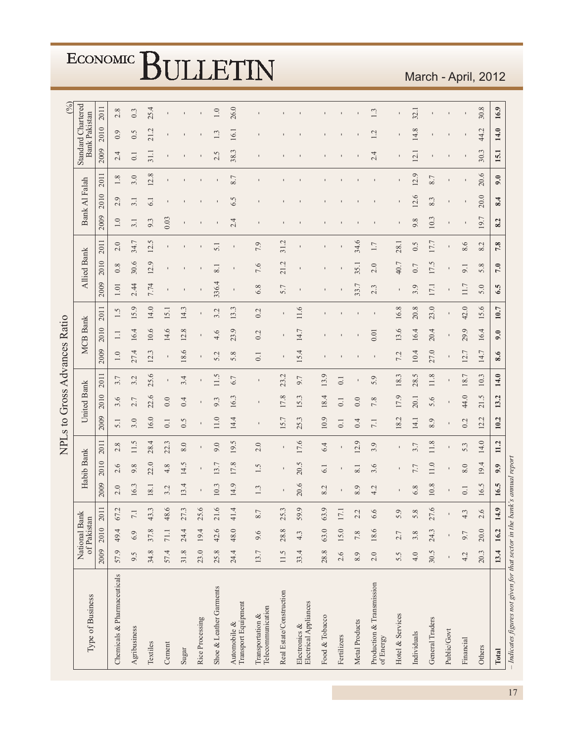## NPLs to Gross Advances Ratio

(%)

| Type of Business | National Bank of Pakistan | | | Habib Bank | | | United Bank | | | MCB Bank | | | Allied Bank | | | Bank Al Falah | | | Standard Chartered Bank Pakistan | | |
|---|---|---|---|---|---|---|---|---|---|---|---|---|---|---|---|---|---|---|---|---|---|
| | 2009 | 2010 | 2011 | 2009 | 2010 | 2011 | 2009 | 2010 | 2011 | 2009 | 2010 | 2011 | 2009 | 2010 | 2011 | 2009 | 2010 | 2011 | 2009 | 2010 | 2011 |
| Chemicals & Pharmaceuticals | 57.9 | 49.4 | 67.2 | 2.0 | 2.6 | 2.8 | 5.1 | 3.6 | 3.7 | 1.0 | 1.1 | 1.5 | 1.01 | 0.8 | 2.0 | 1.0 | 2.9 | 1.8 | 2.4 | 0.9 | 2.8 |
| Agribusiness | 9.5 | 6.9 | 7.1 | 16.3 | 9.8 | 11.5 | 3.0 | 2.7 | 3.2 | 27.4 | 16.4 | 15.9 | 2.44 | 30.6 | 34.7 | 3.1 | 3.1 | 3.0 | 0.1 | 0.5 | 0.3 |
| Textiles | 34.8 | 37.8 | 43.3 | 18.1 | 22.0 | 28.4 | 16.0 | 22.6 | 25.6 | 12.3 | 10.6 | 14.0 | 7.74 | 12.9 | 12.5 | 9.3 | 6.1 | 12.8 | 31.1 | 21.2 | 25.4 |
| Cement | 57.4 | 71.1 | 48.6 | 3.2 | 4.8 | 22.3 | 0.1 | 0.0 | - | - | 14.6 | 15.1 | - | - | - | 0.03 | - | - | - | - | - |
| Sugar | 31.8 | 24.4 | 27.3 | 13.4 | 14.5 | 8.0 | 0.5 | 0.4 | 3.4 | 18.6 | 12.8 | 14.3 | - | - | - | - | - | - | - | - | - |
| Rice Processing | 23.0 | 19.4 | 25.6 | - | - | - | - | - | - | - | - | - | - | - | - | - | - | - | - | - | - |
| Shoe & Leather Garments | 25.8 | 42.6 | 21.6 | 10.3 | 13.7 | 9.0 | 11.0 | 9.3 | 11.5 | 5.2 | 4.6 | 3.2 | 336.4 | 8.1 | 5.1 | - | - | - | 2.5 | 1.3 | 1.0 |
| Automobile & Transport Equipment | 24.4 | 48.0 | 41.4 | 14.9 | 17.8 | 19.5 | 14.4 | 16.3 | 6.7 | 5.8 | 23.9 | 13.3 | - | - | - | 2.4 | 6.5 | 8.7 | 38.3 | 16.1 | 26.0 |
| Transportation & Telecommunication | 13.7 | 9.6 | 8.7 | 1.3 | 1.5 | 2.0 | - | - | - | 0.1 | 0.2 | 0.2 | 6.8 | 7.6 | 7.9 | - | - | - | - | - | - |
| Real Estate/Construction | 11.5 | 28.8 | 25.3 | - | - | - | 15.7 | 17.8 | 23.2 | - | - | - | 5.7 | 21.2 | 31.2 | - | - | - | - | - | - |
| Electronics & Electrical Appliances | 33.4 | 4.3 | 59.9 | 20.6 | 20.5 | 17.6 | 25.3 | 15.3 | 9.7 | 15.4 | 14.7 | 11.6 | - | - | - | - | - | - | - | - | - |
| Food & Tobacco | 28.8 | 63.0 | 63.9 | 8.2 | 6.1 | 6.4 | 10.9 | 18.4 | 13.9 | - | - | - | - | - | - | - | - | - | - | - | - |
| Fertilizers | 2.6 | 15.0 | 17.1 | - | - | - | 0.1 | 0.1 | 0.1 | - | - | - | - | - | - | - | - | - | - | - | - |
| Metal Products | 8.9 | 7.8 | 2.2 | 8.9 | 8.1 | 12.9 | 0.4 | 0.0 | - | - | - | - | 33.7 | 35.1 | 34.6 | - | - | - | - | - | - |
| Production & Transmission of Energy | 2.0 | 18.6 | 6.6 | 4.2 | 3.6 | 3.9 | 7.1 | 7.8 | 5.9 | - | 0.01 | - | 2.3 | 2.0 | 1.7 | - | - | - | 2.4 | 1.2 | 1.3 |
| Hotel & Services | 5.5 | 2.7 | 5.9 | - | - | - | 18.2 | 17.9 | 18.3 | 7.2 | 13.6 | 16.8 | - | 40.7 | 28.1 | - | - | - | - | - | - |
| Individuals | 4.0 | 3.8 | 5.8 | 6.8 | 7.7 | 3.7 | 14.1 | 20.1 | 28.5 | 10.4 | 16.4 | 20.8 | 3.9 | 0.7 | 0.5 | 9.8 | 12.6 | 12.9 | 12.1 | 14.8 | 32.1 |
| General Traders | 30.5 | 24.3 | 27.6 | 10.8 | 11.0 | 11.8 | 8.9 | 5.6 | 11.8 | 27.0 | 20.4 | 23.0 | 17.1 | 17.5 | 17.7 | 10.3 | 8.3 | 8.7 | - | - | - |
| Public/Govt | - | - | - | - | - | - | - | - | - | - | - | - | - | - | - | - | - | - | - | - | - |
| Financial | 4.2 | 9.7 | 4.3 | 0.1 | 8.0 | 5.3 | 0.2 | 44.0 | 18.7 | 12.7 | 29.9 | 42.0 | 11.7 | 9.1 | 8.6 | - | - | - | - | - | - |
| Others | 20.3 | 20.0 | 2.6 | 16.5 | 19.4 | 14.0 | 12.2 | 21.5 | 10.3 | 14.7 | 16.4 | 15.6 | 5.0 | 5.8 | 8.2 | 19.7 | 20.0 | 20.6 | 30.3 | 44.2 | 30.8 |
| **Total** | **13.4** | **16.2** | **14.9** | **16.5** | **9.9** | **11.2** | **10.2** | **13.2** | **14.0** | **8.6** | **9.0** | **10.7** | **6.5** | **7.0** | **7.8** | **8.2** | **8.4** | **9.0** | **15.1** | **14.0** | **16.9** |

*– Indicates figures not given for that sector in the bank's annual report*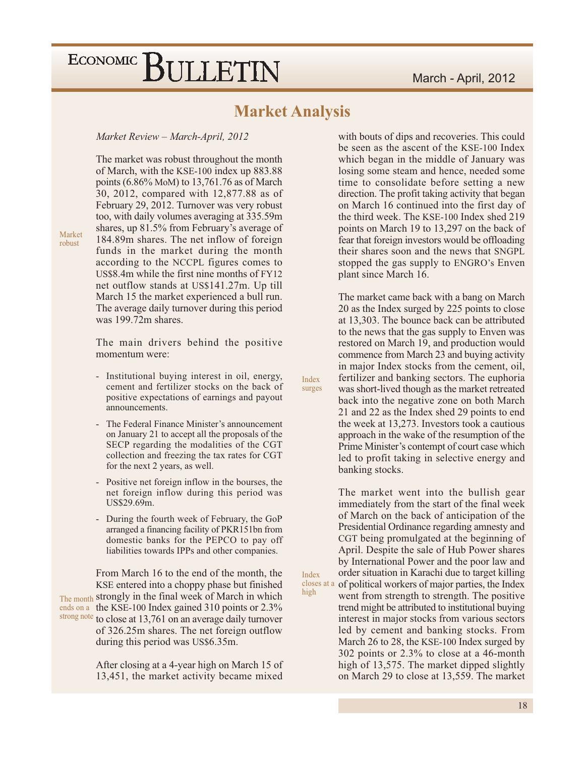## Market Analysis

*Market Review – March-April, 2012*

The market was robust throughout the month of March, with the KSE-100 index up 883.88 points (6.86% MoM) to 13,761.76 as of March 30, 2012, compared with 12,877.88 as of February 29, 2012. Turnover was very robust too, with daily volumes averaging at 335.59m shares, up 81.5% from February's average of 184.89m shares. The net inflow of foreign funds in the market during the month according to the NCCPL figures comes to US$8.4m while the first nine months of FY12 net outflow stands at US$141.27m. Up till March 15 the market experienced a bull run. The average daily turnover during this period was 199.72m shares.

The main drivers behind the positive momentum were:

- Institutional buying interest in oil, energy, cement and fertilizer stocks on the back of positive expectations of earnings and payout announcements.
- The Federal Finance Minister's announcement on January 21 to accept all the proposals of the SECP regarding the modalities of the CGT collection and freezing the tax rates for CGT for the next 2 years, as well.
- Positive net foreign inflow in the bourses, the net foreign inflow during this period was US$29.69m.
- During the fourth week of February, the GoP arranged a financing facility of PKR151bn from domestic banks for the PEPCO to pay off liabilities towards IPPs and other companies.

From March 16 to the end of the month, the KSE entered into a choppy phase but finished strongly in the final week of March in which the KSE-100 Index gained 310 points or 2.3% to close at 13,761 on an average daily turnover of 326.25m shares. The net foreign outflow during this period was US$6.35m.

After closing at a 4-year high on March 15 of 13,451, the market activity became mixed with bouts of dips and recoveries. This could be seen as the ascent of the KSE-100 Index which began in the middle of January was losing some steam and hence, needed some time to consolidate before setting a new direction. The profit taking activity that began on March 16 continued into the first day of the third week. The KSE-100 Index shed 219 points on March 19 to 13,297 on the back of fear that foreign investors would be offloading their shares soon and the news that SNGPL stopped the gas supply to ENGRO's Enven plant since March 16.

The market came back with a bang on March 20 as the Index surged by 225 points to close at 13,303. The bounce back can be attributed to the news that the gas supply to Enven was restored on March 19, and production would commence from March 23 and buying activity in major Index stocks from the cement, oil, fertilizer and banking sectors. The euphoria was short-lived though as the market retreated back into the negative zone on both March 21 and 22 as the Index shed 29 points to end the week at 13,273. Investors took a cautious approach in the wake of the resumption of the Prime Minister's contempt of court case which led to profit taking in selective energy and banking stocks.

The market went into the bullish gear immediately from the start of the final week of March on the back of anticipation of the Presidential Ordinance regarding amnesty and CGT being promulgated at the beginning of April. Despite the sale of Hub Power shares by International Power and the poor law and order situation in Karachi due to target killing of political workers of major parties, the Index went from strength to strength. The positive trend might be attributed to institutional buying interest in major stocks from various sectors led by cement and banking stocks. From March 26 to 28, the KSE-100 Index surged by 302 points or 2.3% to close at a 46-month high of 13,575. The market dipped slightly on March 29 to close at 13,559. The market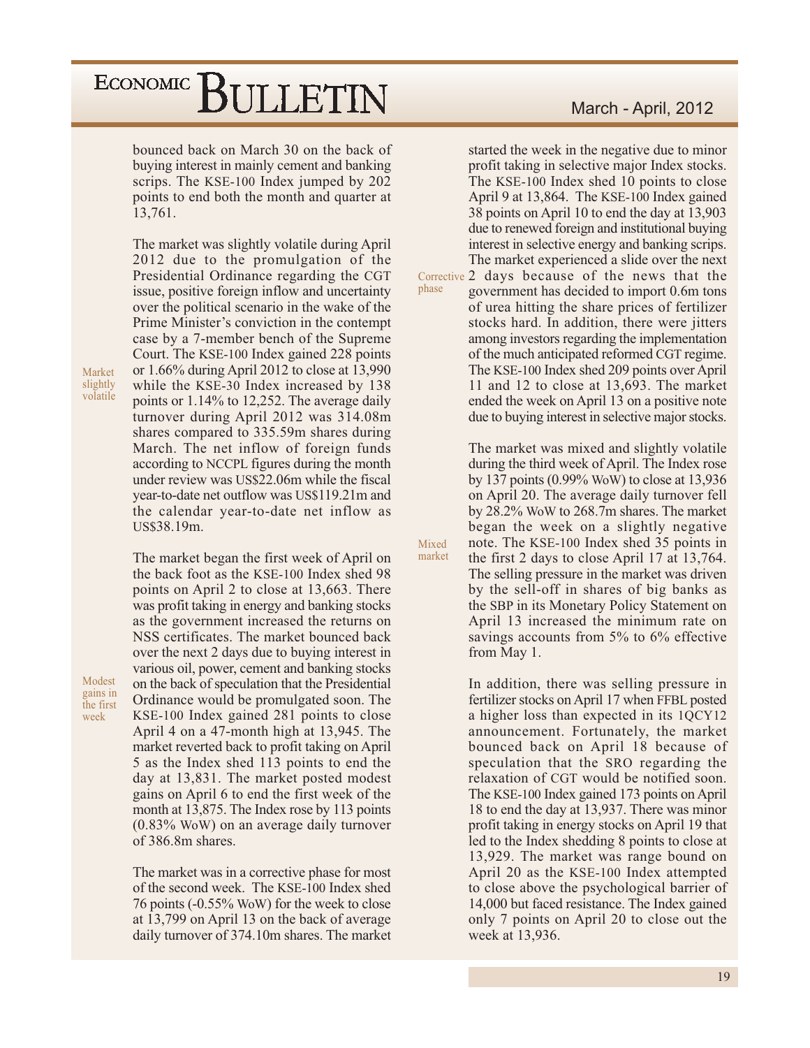bounced back on March 30 on the back of buying interest in mainly cement and banking scrips. The KSE-100 Index jumped by 202 points to end both the month and quarter at 13,761.

*Market slightly volatile*

The market was slightly volatile during April 2012 due to the promulgation of the Presidential Ordinance regarding the CGT issue, positive foreign inflow and uncertainty over the political scenario in the wake of the Prime Minister's conviction in the contempt case by a 7-member bench of the Supreme Court. The KSE-100 Index gained 228 points or 1.66% during April 2012 to close at 13,990 while the KSE-30 Index increased by 138 points or 1.14% to 12,252. The average daily turnover during April 2012 was 314.08m shares compared to 335.59m shares during March. The net inflow of foreign funds according to NCCPL figures during the month under review was US$22.06m while the fiscal year-to-date net outflow was US$119.21m and the calendar year-to-date net inflow as US$38.19m.

*Modest gains in the first week*

The market began the first week of April on the back foot as the KSE-100 Index shed 98 points on April 2 to close at 13,663. There was profit taking in energy and banking stocks as the government increased the returns on NSS certificates. The market bounced back over the next 2 days due to buying interest in various oil, power, cement and banking stocks on the back of speculation that the Presidential Ordinance would be promulgated soon. The KSE-100 Index gained 281 points to close April 4 on a 47-month high at 13,945. The market reverted back to profit taking on April 5 as the Index shed 113 points to end the day at 13,831. The market posted modest gains on April 6 to end the first week of the month at 13,875. The Index rose by 113 points (0.83% WoW) on an average daily turnover of 386.8m shares.

*Corrective phase*

The market was in a corrective phase for most of the second week. The KSE-100 Index shed 76 points (-0.55% WoW) for the week to close at 13,799 on April 13 on the back of average daily turnover of 374.10m shares. The market started the week in the negative due to minor profit taking in selective major Index stocks. The KSE-100 Index shed 10 points to close April 9 at 13,864. The KSE-100 Index gained 38 points on April 10 to end the day at 13,903 due to renewed foreign and institutional buying interest in selective energy and banking scrips. The market experienced a slide over the next 2 days because of the news that the government has decided to import 0.6m tons of urea hitting the share prices of fertilizer stocks hard. In addition, there were jitters among investors regarding the implementation of the much anticipated reformed CGT regime. The KSE-100 Index shed 209 points over April 11 and 12 to close at 13,693. The market ended the week on April 13 on a positive note due to buying interest in selective major stocks.

*Mixed market*

The market was mixed and slightly volatile during the third week of April. The Index rose by 137 points (0.99% WoW) to close at 13,936 on April 20. The average daily turnover fell by 28.2% WoW to 268.7m shares. The market began the week on a slightly negative note. The KSE-100 Index shed 35 points in the first 2 days to close April 17 at 13,764. The selling pressure in the market was driven by the sell-off in shares of big banks as the SBP in its Monetary Policy Statement on April 13 increased the minimum rate on savings accounts from 5% to 6% effective from May 1.

In addition, there was selling pressure in fertilizer stocks on April 17 when FFBL posted a higher loss than expected in its 1QCY12 announcement. Fortunately, the market bounced back on April 18 because of speculation that the SRO regarding the relaxation of CGT would be notified soon. The KSE-100 Index gained 173 points on April 18 to end the day at 13,937. There was minor profit taking in energy stocks on April 19 that led to the Index shedding 8 points to close at 13,929. The market was range bound on April 20 as the KSE-100 Index attempted to close above the psychological barrier of 14,000 but faced resistance. The Index gained only 7 points on April 20 to close out the week at 13,936.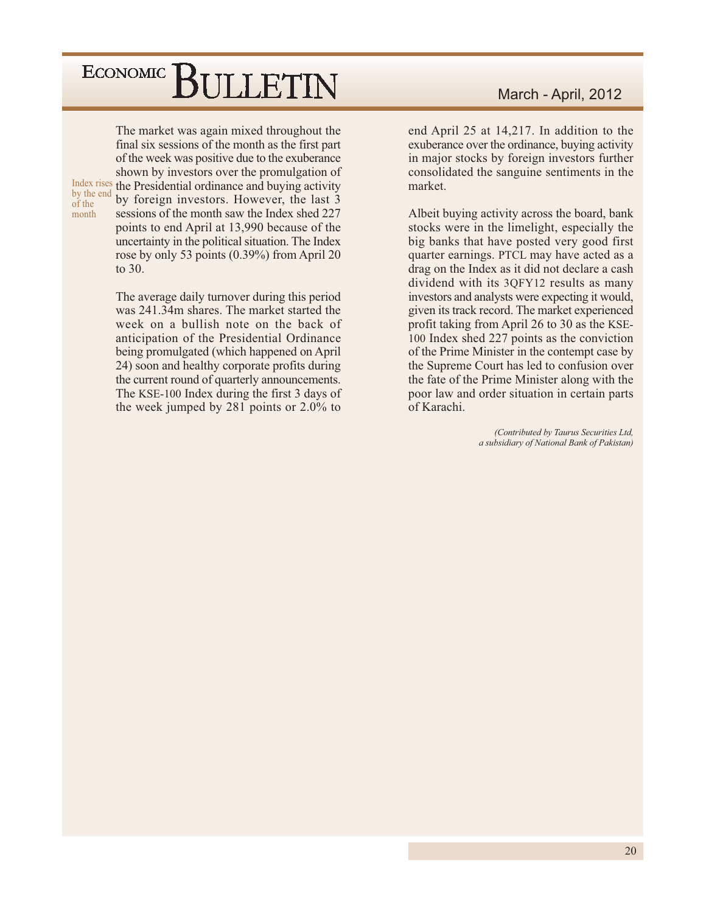Index rises by the end of the month

The market was again mixed throughout the final six sessions of the month as the first part of the week was positive due to the exuberance shown by investors over the promulgation of the Presidential ordinance and buying activity by foreign investors. However, the last 3 sessions of the month saw the Index shed 227 points to end April at 13,990 because of the uncertainty in the political situation. The Index rose by only 53 points (0.39%) from April 20 to 30.

The average daily turnover during this period was 241.34m shares. The market started the week on a bullish note on the back of anticipation of the Presidential Ordinance being promulgated (which happened on April 24) soon and healthy corporate profits during the current round of quarterly announcements. The KSE-100 Index during the first 3 days of the week jumped by 281 points or 2.0% to end April 25 at 14,217. In addition to the exuberance over the ordinance, buying activity in major stocks by foreign investors further consolidated the sanguine sentiments in the market.

Albeit buying activity across the board, bank stocks were in the limelight, especially the big banks that have posted very good first quarter earnings. PTCL may have acted as a drag on the Index as it did not declare a cash dividend with its 3QFY12 results as many investors and analysts were expecting it would, given its track record. The market experienced profit taking from April 26 to 30 as the KSE-100 Index shed 227 points as the conviction of the Prime Minister in the contempt case by the Supreme Court has led to confusion over the fate of the Prime Minister along with the poor law and order situation in certain parts of Karachi.

*(Contributed by Taurus Securities Ltd, a subsidiary of National Bank of Pakistan)*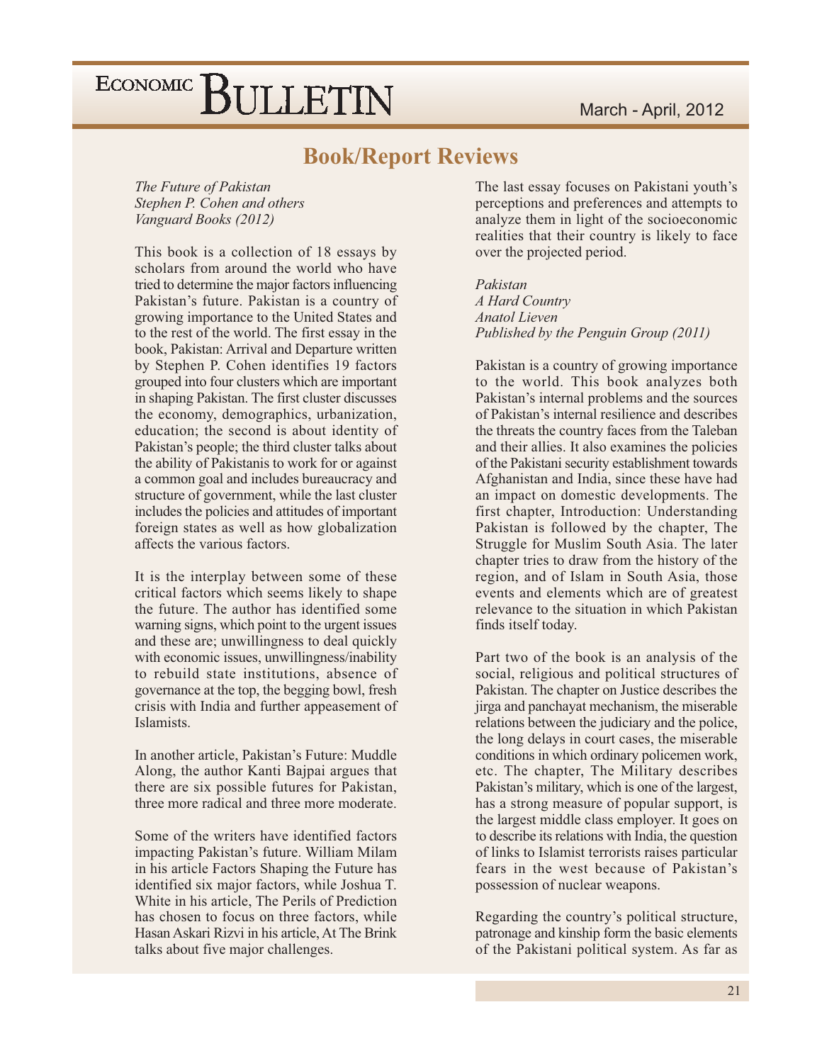## Book/Report Reviews

*The Future of Pakistan*
*Stephen P. Cohen and others*
*Vanguard Books (2012)*

This book is a collection of 18 essays by scholars from around the world who have tried to determine the major factors influencing Pakistan's future. Pakistan is a country of growing importance to the United States and to the rest of the world. The first essay in the book, Pakistan: Arrival and Departure written by Stephen P. Cohen identifies 19 factors grouped into four clusters which are important in shaping Pakistan. The first cluster discusses the economy, demographics, urbanization, education; the second is about identity of Pakistan's people; the third cluster talks about the ability of Pakistanis to work for or against a common goal and includes bureaucracy and structure of government, while the last cluster includes the policies and attitudes of important foreign states as well as how globalization affects the various factors.

It is the interplay between some of these critical factors which seems likely to shape the future. The author has identified some warning signs, which point to the urgent issues and these are; unwillingness to deal quickly with economic issues, unwillingness/inability to rebuild state institutions, absence of governance at the top, the begging bowl, fresh crisis with India and further appeasement of Islamists.

In another article, Pakistan's Future: Muddle Along, the author Kanti Bajpai argues that there are six possible futures for Pakistan, three more radical and three more moderate.

Some of the writers have identified factors impacting Pakistan's future. William Milam in his article Factors Shaping the Future has identified six major factors, while Joshua T. White in his article, The Perils of Prediction has chosen to focus on three factors, while Hasan Askari Rizvi in his article, At The Brink talks about five major challenges.

The last essay focuses on Pakistani youth's perceptions and preferences and attempts to analyze them in light of the socioeconomic realities that their country is likely to face over the projected period.

*Pakistan*
*A Hard Country*
*Anatol Lieven*
*Published by the Penguin Group (2011)*

Pakistan is a country of growing importance to the world. This book analyzes both Pakistan's internal problems and the sources of Pakistan's internal resilience and describes the threats the country faces from the Taleban and their allies. It also examines the policies of the Pakistani security establishment towards Afghanistan and India, since these have had an impact on domestic developments. The first chapter, Introduction: Understanding Pakistan is followed by the chapter, The Struggle for Muslim South Asia. The later chapter tries to draw from the history of the region, and of Islam in South Asia, those events and elements which are of greatest relevance to the situation in which Pakistan finds itself today.

Part two of the book is an analysis of the social, religious and political structures of Pakistan. The chapter on Justice describes the jirga and panchayat mechanism, the miserable relations between the judiciary and the police, the long delays in court cases, the miserable conditions in which ordinary policemen work, etc. The chapter, The Military describes Pakistan's military, which is one of the largest, has a strong measure of popular support, is the largest middle class employer. It goes on to describe its relations with India, the question of links to Islamist terrorists raises particular fears in the west because of Pakistan's possession of nuclear weapons.

Regarding the country's political structure, patronage and kinship form the basic elements of the Pakistani political system. As far as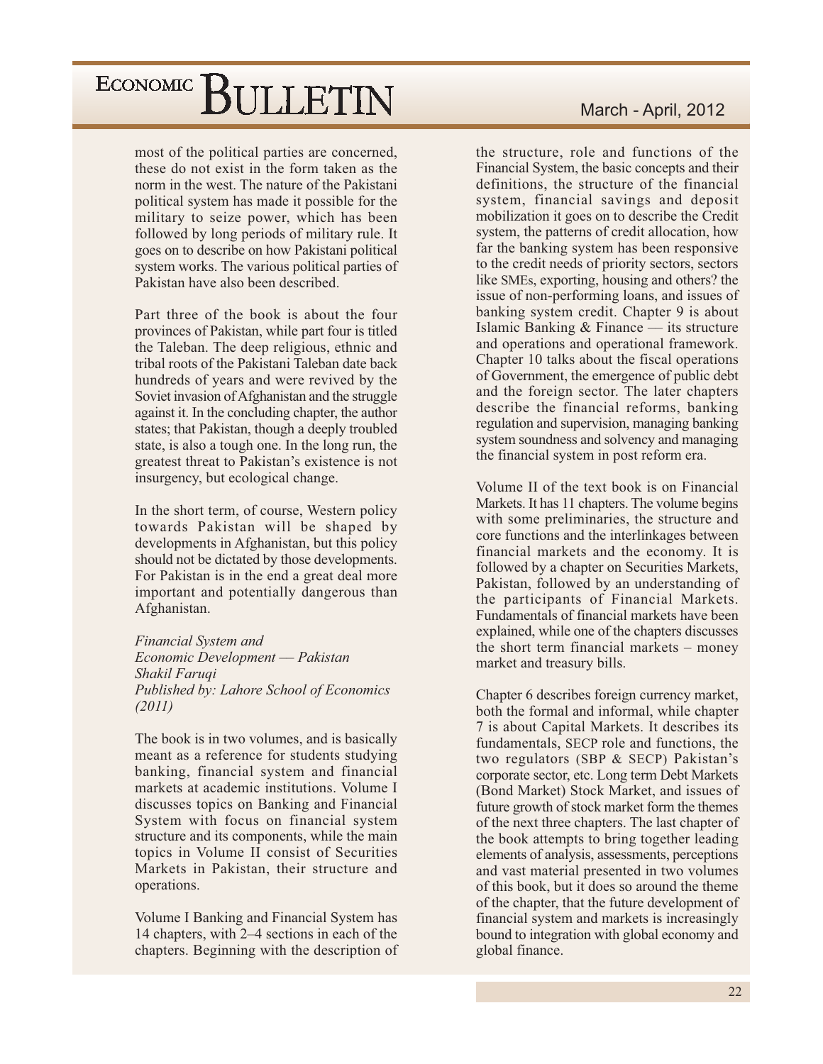most of the political parties are concerned, these do not exist in the form taken as the norm in the west. The nature of the Pakistani political system has made it possible for the military to seize power, which has been followed by long periods of military rule. It goes on to describe on how Pakistani political system works. The various political parties of Pakistan have also been described.

Part three of the book is about the four provinces of Pakistan, while part four is titled the Taleban. The deep religious, ethnic and tribal roots of the Pakistani Taleban date back hundreds of years and were revived by the Soviet invasion of Afghanistan and the struggle against it. In the concluding chapter, the author states; that Pakistan, though a deeply troubled state, is also a tough one. In the long run, the greatest threat to Pakistan's existence is not insurgency, but ecological change.

In the short term, of course, Western policy towards Pakistan will be shaped by developments in Afghanistan, but this policy should not be dictated by those developments. For Pakistan is in the end a great deal more important and potentially dangerous than Afghanistan.

*Financial System and*
*Economic Development — Pakistan*
*Shakil Faruqi*
*Published by: Lahore School of Economics (2011)*

The book is in two volumes, and is basically meant as a reference for students studying banking, financial system and financial markets at academic institutions. Volume I discusses topics on Banking and Financial System with focus on financial system structure and its components, while the main topics in Volume II consist of Securities Markets in Pakistan, their structure and operations.

Volume I Banking and Financial System has 14 chapters, with 2–4 sections in each of the chapters. Beginning with the description of the structure, role and functions of the Financial System, the basic concepts and their definitions, the structure of the financial system, financial savings and deposit mobilization it goes on to describe the Credit system, the patterns of credit allocation, how far the banking system has been responsive to the credit needs of priority sectors, sectors like SMEs, exporting, housing and others? the issue of non-performing loans, and issues of banking system credit. Chapter 9 is about Islamic Banking & Finance — its structure and operations and operational framework. Chapter 10 talks about the fiscal operations of Government, the emergence of public debt and the foreign sector. The later chapters describe the financial reforms, banking regulation and supervision, managing banking system soundness and solvency and managing the financial system in post reform era.

Volume II of the text book is on Financial Markets. It has 11 chapters. The volume begins with some preliminaries, the structure and core functions and the interlinkages between financial markets and the economy. It is followed by a chapter on Securities Markets, Pakistan, followed by an understanding of the participants of Financial Markets. Fundamentals of financial markets have been explained, while one of the chapters discusses the short term financial markets – money market and treasury bills.

Chapter 6 describes foreign currency market, both the formal and informal, while chapter 7 is about Capital Markets. It describes its fundamentals, SECP role and functions, the two regulators (SBP & SECP) Pakistan's corporate sector, etc. Long term Debt Markets (Bond Market) Stock Market, and issues of future growth of stock market form the themes of the next three chapters. The last chapter of the book attempts to bring together leading elements of analysis, assessments, perceptions and vast material presented in two volumes of this book, but it does so around the theme of the chapter, that the future development of financial system and markets is increasingly bound to integration with global economy and global finance.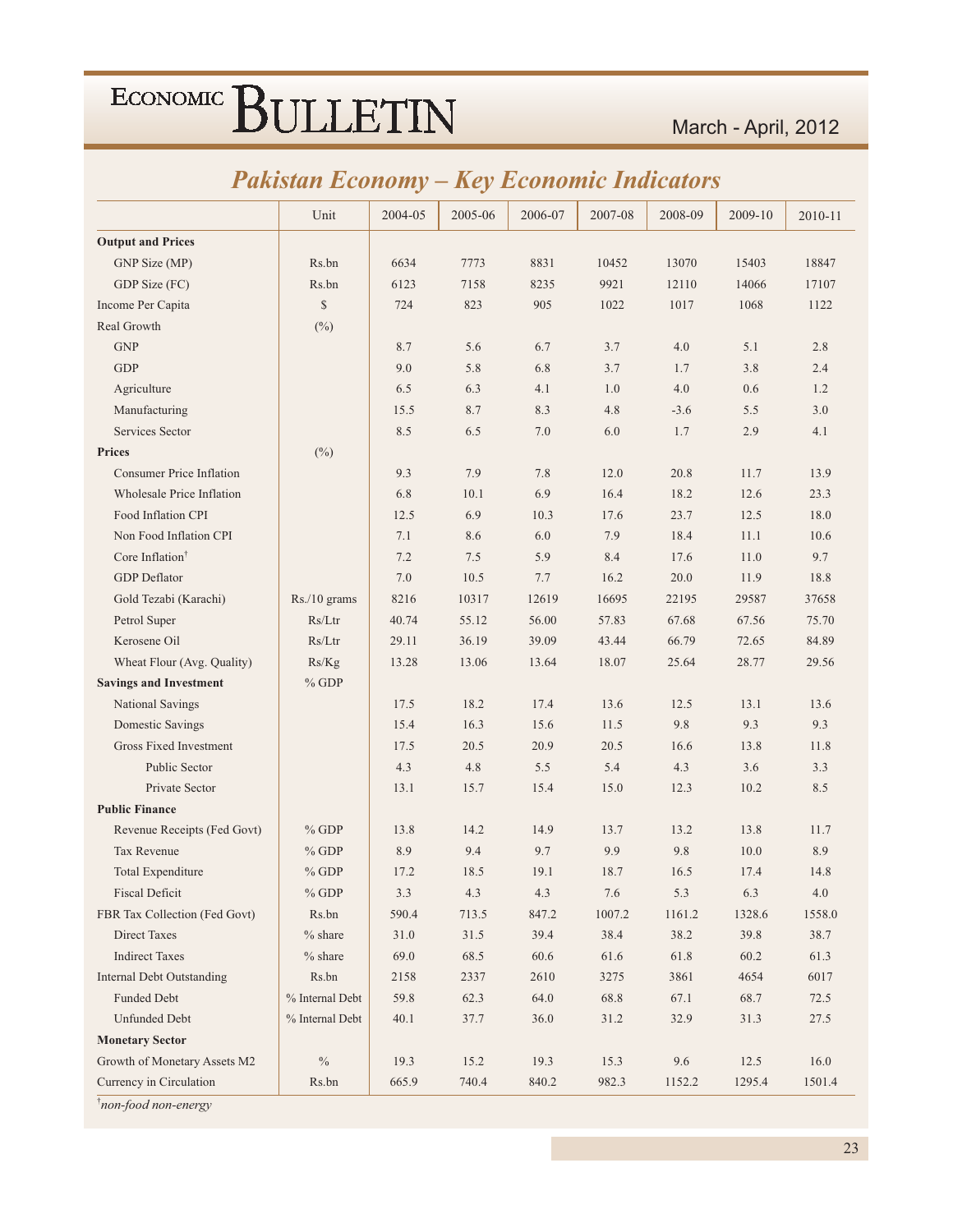## Pakistan Economy – Key Economic Indicators

| | Unit | 2004-05 | 2005-06 | 2006-07 | 2007-08 | 2008-09 | 2009-10 | 2010-11 |
|---|---|---|---|---|---|---|---|---|
| **Output and Prices** | | | | | | | | |
| GNP Size (MP) | Rs.bn | 6634 | 7773 | 8831 | 10452 | 13070 | 15403 | 18847 |
| GDP Size (FC) | Rs.bn | 6123 | 7158 | 8235 | 9921 | 12110 | 14066 | 17107 |
| Income Per Capita | $ | 724 | 823 | 905 | 1022 | 1017 | 1068 | 1122 |
| Real Growth | (%) | | | | | | | |
| GNP | | 8.7 | 5.6 | 6.7 | 3.7 | 4.0 | 5.1 | 2.8 |
| GDP | | 9.0 | 5.8 | 6.8 | 3.7 | 1.7 | 3.8 | 2.4 |
| Agriculture | | 6.5 | 6.3 | 4.1 | 1.0 | 4.0 | 0.6 | 1.2 |
| Manufacturing | | 15.5 | 8.7 | 8.3 | 4.8 | -3.6 | 5.5 | 3.0 |
| Services Sector | | 8.5 | 6.5 | 7.0 | 6.0 | 1.7 | 2.9 | 4.1 |
| **Prices** | (%) | | | | | | | |
| Consumer Price Inflation | | 9.3 | 7.9 | 7.8 | 12.0 | 20.8 | 11.7 | 13.9 |
| Wholesale Price Inflation | | 6.8 | 10.1 | 6.9 | 16.4 | 18.2 | 12.6 | 23.3 |
| Food Inflation CPI | | 12.5 | 6.9 | 10.3 | 17.6 | 23.7 | 12.5 | 18.0 |
| Non Food Inflation CPI | | 7.1 | 8.6 | 6.0 | 7.9 | 18.4 | 11.1 | 10.6 |
| Core Inflation† | | 7.2 | 7.5 | 5.9 | 8.4 | 17.6 | 11.0 | 9.7 |
| GDP Deflator | | 7.0 | 10.5 | 7.7 | 16.2 | 20.0 | 11.9 | 18.8 |
| Gold Tezabi (Karachi) | Rs./10 grams | 8216 | 10317 | 12619 | 16695 | 22195 | 29587 | 37658 |
| Petrol Super | Rs/Ltr | 40.74 | 55.12 | 56.00 | 57.83 | 67.68 | 67.56 | 75.70 |
| Kerosene Oil | Rs/Ltr | 29.11 | 36.19 | 39.09 | 43.44 | 66.79 | 72.65 | 84.89 |
| Wheat Flour (Avg. Quality) | Rs/Kg | 13.28 | 13.06 | 13.64 | 18.07 | 25.64 | 28.77 | 29.56 |
| **Savings and Investment** | % GDP | | | | | | | |
| National Savings | | 17.5 | 18.2 | 17.4 | 13.6 | 12.5 | 13.1 | 13.6 |
| Domestic Savings | | 15.4 | 16.3 | 15.6 | 11.5 | 9.8 | 9.3 | 9.3 |
| Gross Fixed Investment | | 17.5 | 20.5 | 20.9 | 20.5 | 16.6 | 13.8 | 11.8 |
| Public Sector | | 4.3 | 4.8 | 5.5 | 5.4 | 4.3 | 3.6 | 3.3 |
| Private Sector | | 13.1 | 15.7 | 15.4 | 15.0 | 12.3 | 10.2 | 8.5 |
| **Public Finance** | | | | | | | | |
| Revenue Receipts (Fed Govt) | % GDP | 13.8 | 14.2 | 14.9 | 13.7 | 13.2 | 13.8 | 11.7 |
| Tax Revenue | % GDP | 8.9 | 9.4 | 9.7 | 9.9 | 9.8 | 10.0 | 8.9 |
| Total Expenditure | % GDP | 17.2 | 18.5 | 19.1 | 18.7 | 16.5 | 17.4 | 14.8 |
| Fiscal Deficit | % GDP | 3.3 | 4.3 | 4.3 | 7.6 | 5.3 | 6.3 | 4.0 |
| FBR Tax Collection (Fed Govt) | Rs.bn | 590.4 | 713.5 | 847.2 | 1007.2 | 1161.2 | 1328.6 | 1558.0 |
| Direct Taxes | % share | 31.0 | 31.5 | 39.4 | 38.4 | 38.2 | 39.8 | 38.7 |
| Indirect Taxes | % share | 69.0 | 68.5 | 60.6 | 61.6 | 61.8 | 60.2 | 61.3 |
| Internal Debt Outstanding | Rs.bn | 2158 | 2337 | 2610 | 3275 | 3861 | 4654 | 6017 |
| Funded Debt | % Internal Debt | 59.8 | 62.3 | 64.0 | 68.8 | 67.1 | 68.7 | 72.5 |
| Unfunded Debt | % Internal Debt | 40.1 | 37.7 | 36.0 | 31.2 | 32.9 | 31.3 | 27.5 |
| **Monetary Sector** | | | | | | | | |
| Growth of Monetary Assets M2 | % | 19.3 | 15.2 | 19.3 | 15.3 | 9.6 | 12.5 | 16.0 |
| Currency in Circulation | Rs.bn | 665.9 | 740.4 | 840.2 | 982.3 | 1152.2 | 1295.4 | 1501.4 |

†*non-food non-energy*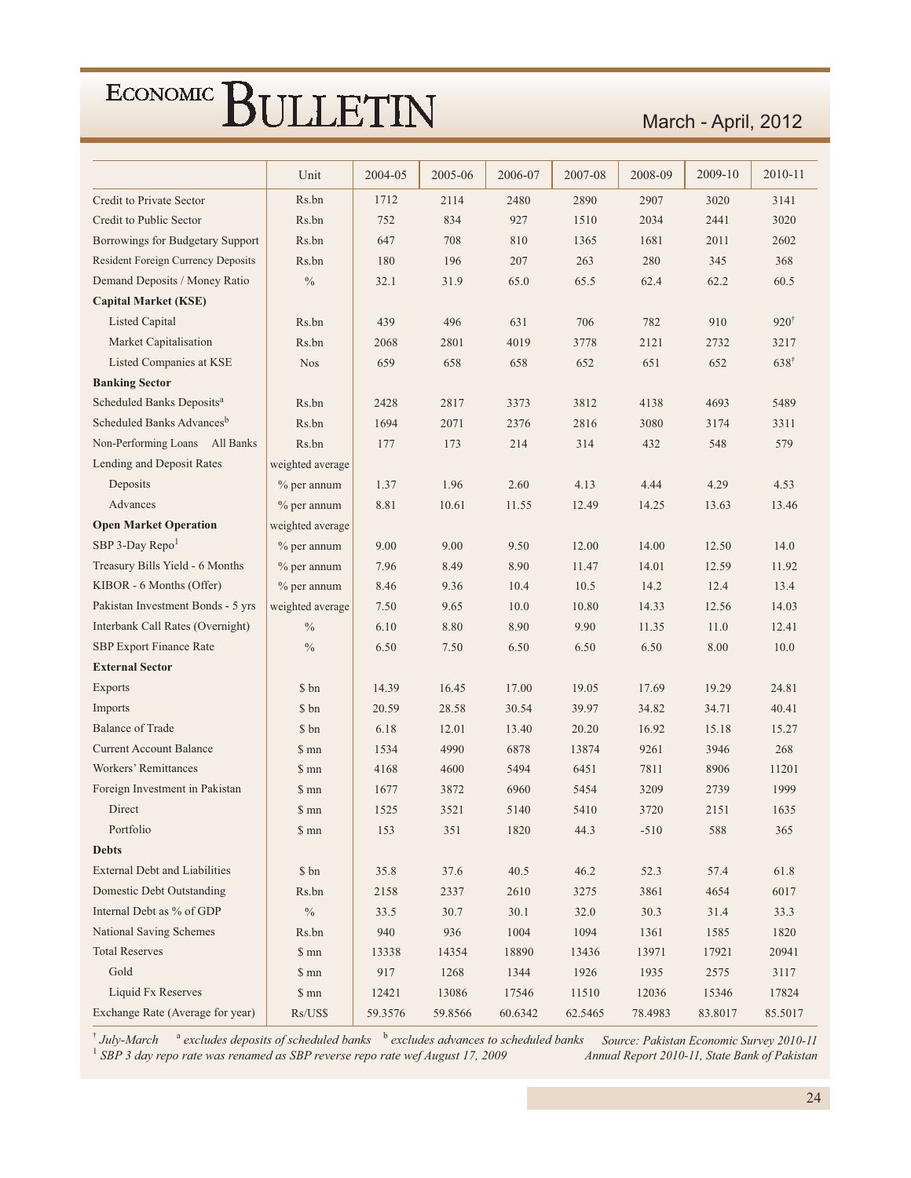| | Unit | 2004-05 | 2005-06 | 2006-07 | 2007-08 | 2008-09 | 2009-10 | 2010-11 |
|---|---|---|---|---|---|---|---|---|
| Credit to Private Sector | Rs.bn | 1712 | 2114 | 2480 | 2890 | 2907 | 3020 | 3141 |
| Credit to Public Sector | Rs.bn | 752 | 834 | 927 | 1510 | 2034 | 2441 | 3020 |
| Borrowings for Budgetary Support | Rs.bn | 647 | 708 | 810 | 1365 | 1681 | 2011 | 2602 |
| Resident Foreign Currency Deposits | Rs.bn | 180 | 196 | 207 | 263 | 280 | 345 | 368 |
| Demand Deposits / Money Ratio | % | 32.1 | 31.9 | 65.0 | 65.5 | 62.4 | 62.2 | 60.5 |
| **Capital Market (KSE)** | | | | | | | | |
| Listed Capital | Rs.bn | 439 | 496 | 631 | 706 | 782 | 910 | 920† |
| Market Capitalisation | Rs.bn | 2068 | 2801 | 4019 | 3778 | 2121 | 2732 | 3217 |
| Listed Companies at KSE | Nos | 659 | 658 | 658 | 652 | 651 | 652 | 638† |
| **Banking Sector** | | | | | | | | |
| Scheduled Banks Deposits[a] | Rs.bn | 2428 | 2817 | 3373 | 3812 | 4138 | 4693 | 5489 |
| Scheduled Banks Advances[b] | Rs.bn | 1694 | 2071 | 2376 | 2816 | 3080 | 3174 | 3311 |
| Non-Performing Loans All Banks | Rs.bn | 177 | 173 | 214 | 314 | 432 | 548 | 579 |
| Lending and Deposit Rates | weighted average | | | | | | | |
| Deposits | % per annum | 1.37 | 1.96 | 2.60 | 4.13 | 4.44 | 4.29 | 4.53 |
| Advances | % per annum | 8.81 | 10.61 | 11.55 | 12.49 | 14.25 | 13.63 | 13.46 |
| **Open Market Operation** | weighted average | | | | | | | |
| SBP 3-Day Repo[1] | % per annum | 9.00 | 9.00 | 9.50 | 12.00 | 14.00 | 12.50 | 14.0 |
| Treasury Bills Yield - 6 Months | % per annum | 7.96 | 8.49 | 8.90 | 11.47 | 14.01 | 12.59 | 11.92 |
| KIBOR - 6 Months (Offer) | % per annum | 8.46 | 9.36 | 10.4 | 10.5 | 14.2 | 12.4 | 13.4 |
| Pakistan Investment Bonds - 5 yrs | weighted average | 7.50 | 9.65 | 10.0 | 10.80 | 14.33 | 12.56 | 14.03 |
| Interbank Call Rates (Overnight) | % | 6.10 | 8.80 | 8.90 | 9.90 | 11.35 | 11.0 | 12.41 |
| SBP Export Finance Rate | % | 6.50 | 7.50 | 6.50 | 6.50 | 6.50 | 8.00 | 10.0 |
| **External Sector** | | | | | | | | |
| Exports | $ bn | 14.39 | 16.45 | 17.00 | 19.05 | 17.69 | 19.29 | 24.81 |
| Imports | $ bn | 20.59 | 28.58 | 30.54 | 39.97 | 34.82 | 34.71 | 40.41 |
| Balance of Trade | $ bn | 6.18 | 12.01 | 13.40 | 20.20 | 16.92 | 15.18 | 15.27 |
| Current Account Balance | $ mn | 1534 | 4990 | 6878 | 13874 | 9261 | 3946 | 268 |
| Workers' Remittances | $ mn | 4168 | 4600 | 5494 | 6451 | 7811 | 8906 | 11201 |
| Foreign Investment in Pakistan | $ mn | 1677 | 3872 | 6960 | 5454 | 3209 | 2739 | 1999 |
| Direct | $ mn | 1525 | 3521 | 5140 | 5410 | 3720 | 2151 | 1635 |
| Portfolio | $ mn | 153 | 351 | 1820 | 44.3 | -510 | 588 | 365 |
| **Debts** | | | | | | | | |
| External Debt and Liabilities | $ bn | 35.8 | 37.6 | 40.5 | 46.2 | 52.3 | 57.4 | 61.8 |
| Domestic Debt Outstanding | Rs.bn | 2158 | 2337 | 2610 | 3275 | 3861 | 4654 | 6017 |
| Internal Debt as % of GDP | % | 33.5 | 30.7 | 30.1 | 32.0 | 30.3 | 31.4 | 33.3 |
| National Saving Schemes | Rs.bn | 940 | 936 | 1004 | 1094 | 1361 | 1585 | 1820 |
| Total Reserves | $ mn | 13338 | 14354 | 18890 | 13436 | 13971 | 17921 | 20941 |
| Gold | $ mn | 917 | 1268 | 1344 | 1926 | 1935 | 2575 | 3117 |
| Liquid Fx Reserves | $ mn | 12421 | 13086 | 17546 | 11510 | 12036 | 15346 | 17824 |
| Exchange Rate (Average for year) | Rs/US$ | 59.3576 | 59.8566 | 60.6342 | 62.5465 | 78.4983 | 83.8017 | 85.5017 |

*† July-March [a] excludes deposits of scheduled banks [b] excludes advances to scheduled banks*
*[1] SBP 3 day repo rate was renamed as SBP reverse repo rate wef August 17, 2009*

*Source: Pakistan Economic Survey 2010-11*
*Annual Report 2010-11, State Bank of Pakistan*